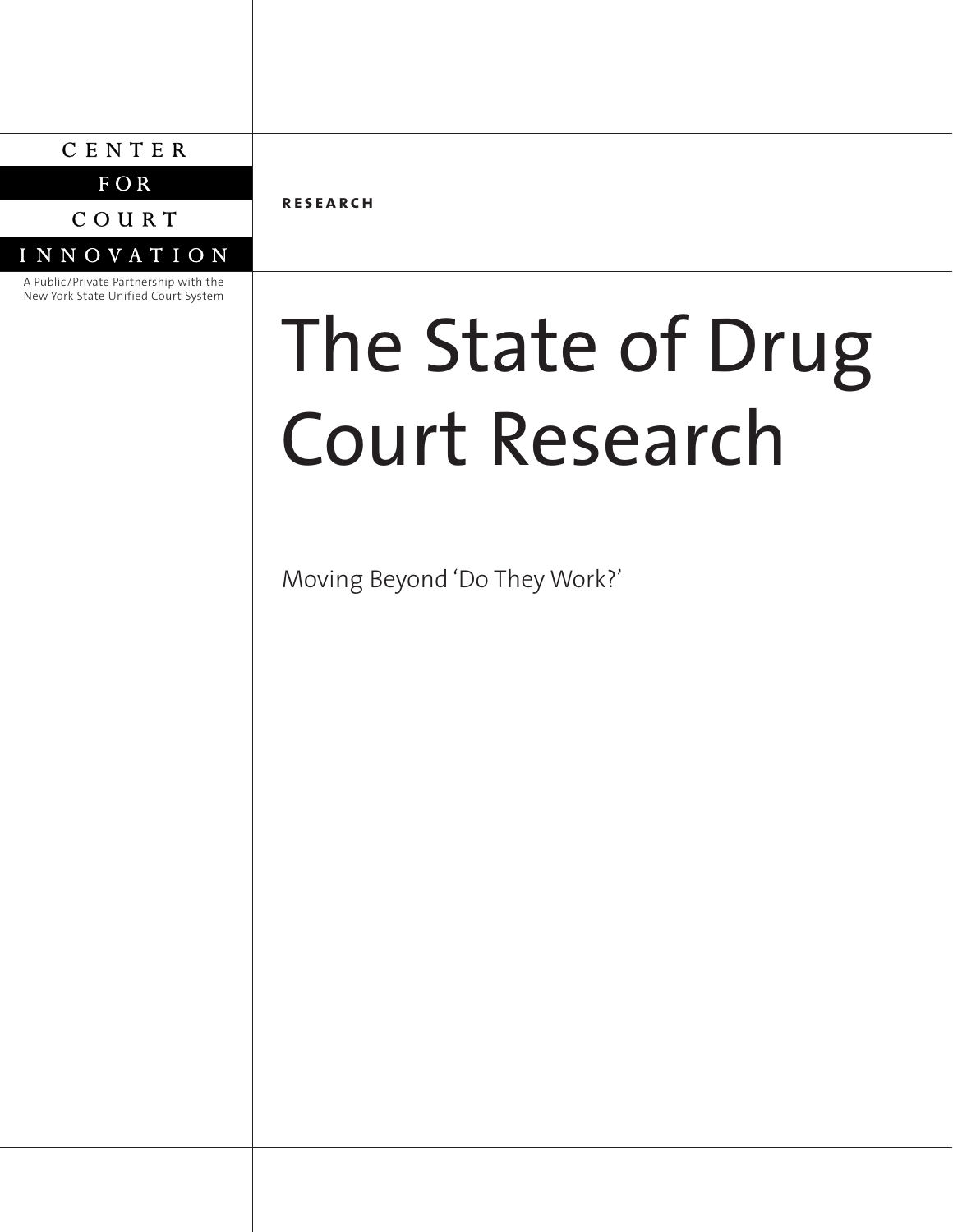CENTER

FOR

COURT

INNOVATION

A Public/Private Partnership with the New York State Unified Court System

**RESEARCH**

# The State of Drug Court Research

Moving Beyond 'Do They Work?'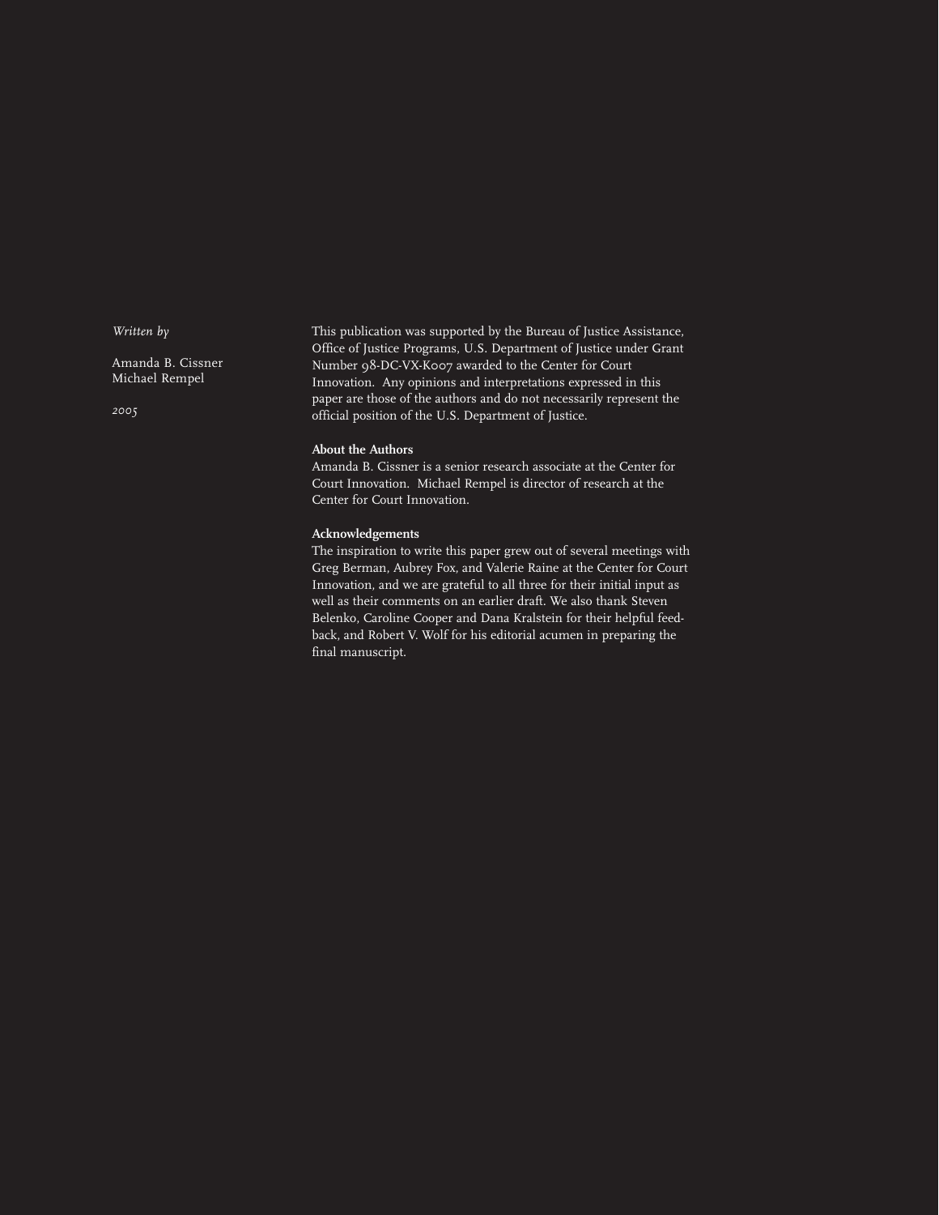*Written by*

Amanda B. Cissner
Michael Rempel

*2005*

This publication was supported by the Bureau of Justice Assistance, Office of Justice Programs, U.S. Department of Justice under Grant Number 98-DC-VX-K007 awarded to the Center for Court Innovation. Any opinions and interpretations expressed in this paper are those of the authors and do not necessarily represent the official position of the U.S. Department of Justice.

**About the Authors**

Amanda B. Cissner is a senior research associate at the Center for Court Innovation. Michael Rempel is director of research at the Center for Court Innovation.

**Acknowledgements**

The inspiration to write this paper grew out of several meetings with Greg Berman, Aubrey Fox, and Valerie Raine at the Center for Court Innovation, and we are grateful to all three for their initial input as well as their comments on an earlier draft. We also thank Steven Belenko, Caroline Cooper and Dana Kralstein for their helpful feedback, and Robert V. Wolf for his editorial acumen in preparing the final manuscript.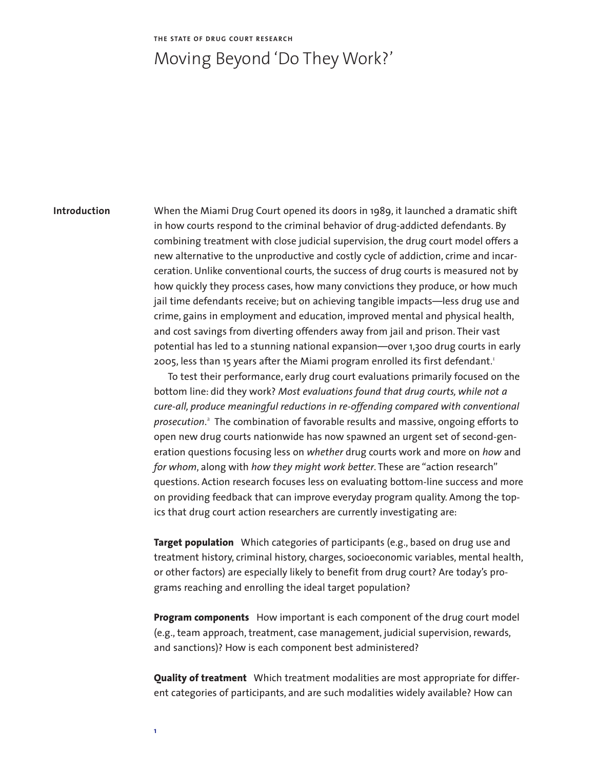THE STATE OF DRUG COURT RESEARCH

# Moving Beyond 'Do They Work?'

## Introduction

When the Miami Drug Court opened its doors in 1989, it launched a dramatic shift in how courts respond to the criminal behavior of drug-addicted defendants. By combining treatment with close judicial supervision, the drug court model offers a new alternative to the unproductive and costly cycle of addiction, crime and incarceration. Unlike conventional courts, the success of drug courts is measured not by how quickly they process cases, how many convictions they produce, or how much jail time defendants receive; but on achieving tangible impacts—less drug use and crime, gains in employment and education, improved mental and physical health, and cost savings from diverting offenders away from jail and prison. Their vast potential has led to a stunning national expansion—over 1,300 drug courts in early 2005, less than 15 years after the Miami program enrolled its first defendant.[1]

To test their performance, early drug court evaluations primarily focused on the bottom line: did they work? *Most evaluations found that drug courts, while not a cure-all, produce meaningful reductions in re-offending compared with conventional prosecution*.[2] The combination of favorable results and massive, ongoing efforts to open new drug courts nationwide has now spawned an urgent set of second-generation questions focusing less on *whether* drug courts work and more on *how* and *for whom*, along with *how they might work better*. These are "action research" questions. Action research focuses less on evaluating bottom-line success and more on providing feedback that can improve everyday program quality. Among the topics that drug court action researchers are currently investigating are:

**Target population** Which categories of participants (e.g., based on drug use and treatment history, criminal history, charges, socioeconomic variables, mental health, or other factors) are especially likely to benefit from drug court? Are today's programs reaching and enrolling the ideal target population?

**Program components** How important is each component of the drug court model (e.g., team approach, treatment, case management, judicial supervision, rewards, and sanctions)? How is each component best administered?

**Quality of treatment** Which treatment modalities are most appropriate for different categories of participants, and are such modalities widely available? How can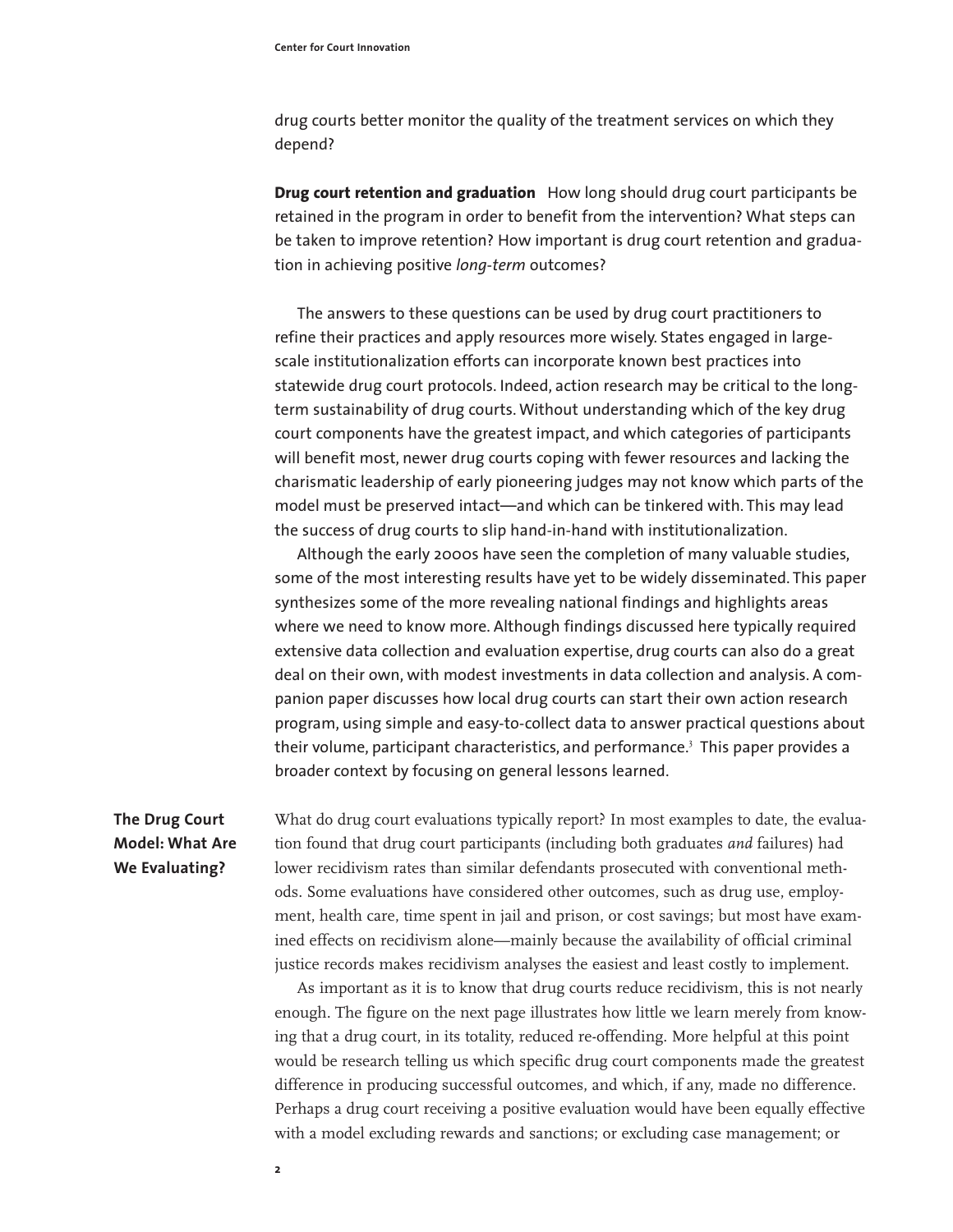drug courts better monitor the quality of the treatment services on which they depend?

**Drug court retention and graduation** How long should drug court participants be retained in the program in order to benefit from the intervention? What steps can be taken to improve retention? How important is drug court retention and graduation in achieving positive *long-term* outcomes?

The answers to these questions can be used by drug court practitioners to refine their practices and apply resources more wisely. States engaged in large-scale institutionalization efforts can incorporate known best practices into statewide drug court protocols. Indeed, action research may be critical to the long-term sustainability of drug courts. Without understanding which of the key drug court components have the greatest impact, and which categories of participants will benefit most, newer drug courts coping with fewer resources and lacking the charismatic leadership of early pioneering judges may not know which parts of the model must be preserved intact—and which can be tinkered with. This may lead the success of drug courts to slip hand-in-hand with institutionalization.

Although the early 2000s have seen the completion of many valuable studies, some of the most interesting results have yet to be widely disseminated. This paper synthesizes some of the more revealing national findings and highlights areas where we need to know more. Although findings discussed here typically required extensive data collection and evaluation expertise, drug courts can also do a great deal on their own, with modest investments in data collection and analysis. A companion paper discusses how local drug courts can start their own action research program, using simple and easy-to-collect data to answer practical questions about their volume, participant characteristics, and performance.[3] This paper provides a broader context by focusing on general lessons learned.

## The Drug Court Model: What Are We Evaluating?

What do drug court evaluations typically report? In most examples to date, the evaluation found that drug court participants (including both graduates *and* failures) had lower recidivism rates than similar defendants prosecuted with conventional methods. Some evaluations have considered other outcomes, such as drug use, employment, health care, time spent in jail and prison, or cost savings; but most have examined effects on recidivism alone—mainly because the availability of official criminal justice records makes recidivism analyses the easiest and least costly to implement.

As important as it is to know that drug courts reduce recidivism, this is not nearly enough. The figure on the next page illustrates how little we learn merely from knowing that a drug court, in its totality, reduced re-offending. More helpful at this point would be research telling us which specific drug court components made the greatest difference in producing successful outcomes, and which, if any, made no difference. Perhaps a drug court receiving a positive evaluation would have been equally effective with a model excluding rewards and sanctions; or excluding case management; or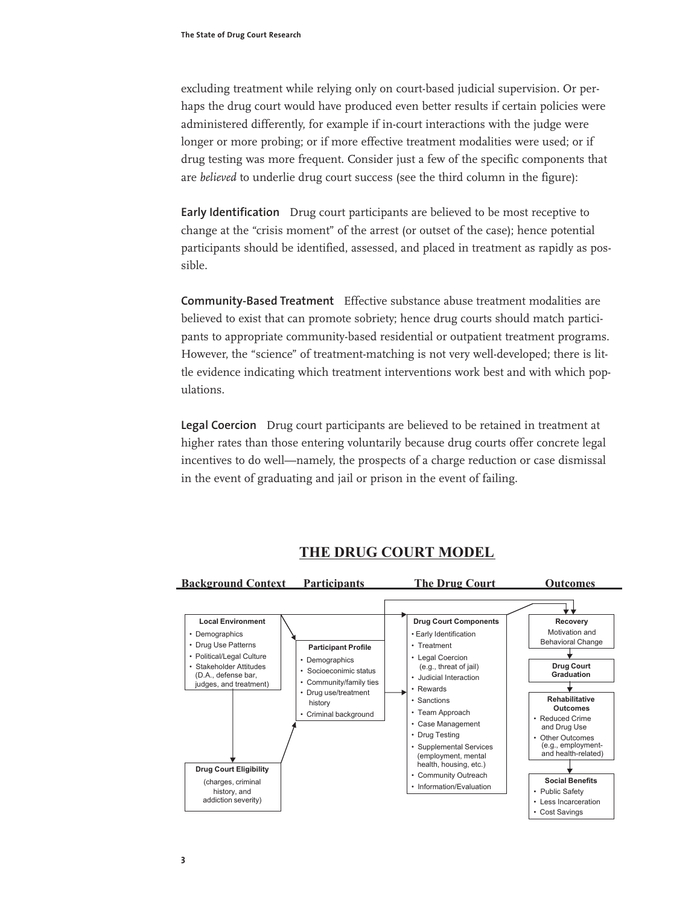excluding treatment while relying only on court-based judicial supervision. Or perhaps the drug court would have produced even better results if certain policies were administered differently, for example if in-court interactions with the judge were longer or more probing; or if more effective treatment modalities were used; or if drug testing was more frequent. Consider just a few of the specific components that are *believed* to underlie drug court success (see the third column in the figure):

**Early Identification** Drug court participants are believed to be most receptive to change at the "crisis moment" of the arrest (or outset of the case); hence potential participants should be identified, assessed, and placed in treatment as rapidly as possible.

**Community-Based Treatment** Effective substance abuse treatment modalities are believed to exist that can promote sobriety; hence drug courts should match participants to appropriate community-based residential or outpatient treatment programs. However, the "science" of treatment-matching is not very well-developed; there is little evidence indicating which treatment interventions work best and with which populations.

**Legal Coercion** Drug court participants are believed to be retained in treatment at higher rates than those entering voluntarily because drug courts offer concrete legal incentives to do well—namely, the prospects of a charge reduction or case dismissal in the event of graduating and jail or prison in the event of failing.

## THE DRUG COURT MODEL

| Background Context | Participants | The Drug Court | Outcomes |
|---|---|---|---|
| **Local Environment**<br>• Demographics<br>• Drug Use Patterns<br>• Political/Legal Culture<br>• Stakeholder Attitudes (D.A., defense bar, judges, and treatment) | **Participant Profile**<br>• Demographics<br>• Socioeconimic status<br>• Community/family ties<br>• Drug use/treatment history<br>• Criminal background | **Drug Court Components**<br>• Early Identification<br>• Treatment<br>• Legal Coercion (e.g., threat of jail)<br>• Judicial Interaction<br>• Rewards<br>• Sanctions<br>• Team Approach<br>• Case Management<br>• Drug Testing<br>• Supplemental Services (employment, mental health, housing, etc.)<br>• Community Outreach<br>• Information/Evaluation | **Recovery**<br>Motivation and Behavioral Change<br>↓<br>**Drug Court Graduation**<br>↓<br>**Rehabilitative Outcomes**<br>• Reduced Crime and Drug Use<br>• Other Outcomes (e.g., employment- and health-related)<br>↓<br>**Social Benefits**<br>• Public Safety<br>• Less Incarceration<br>• Cost Savings |
| **Drug Court Eligibility**<br>(charges, criminal history, and addiction severity) | | | |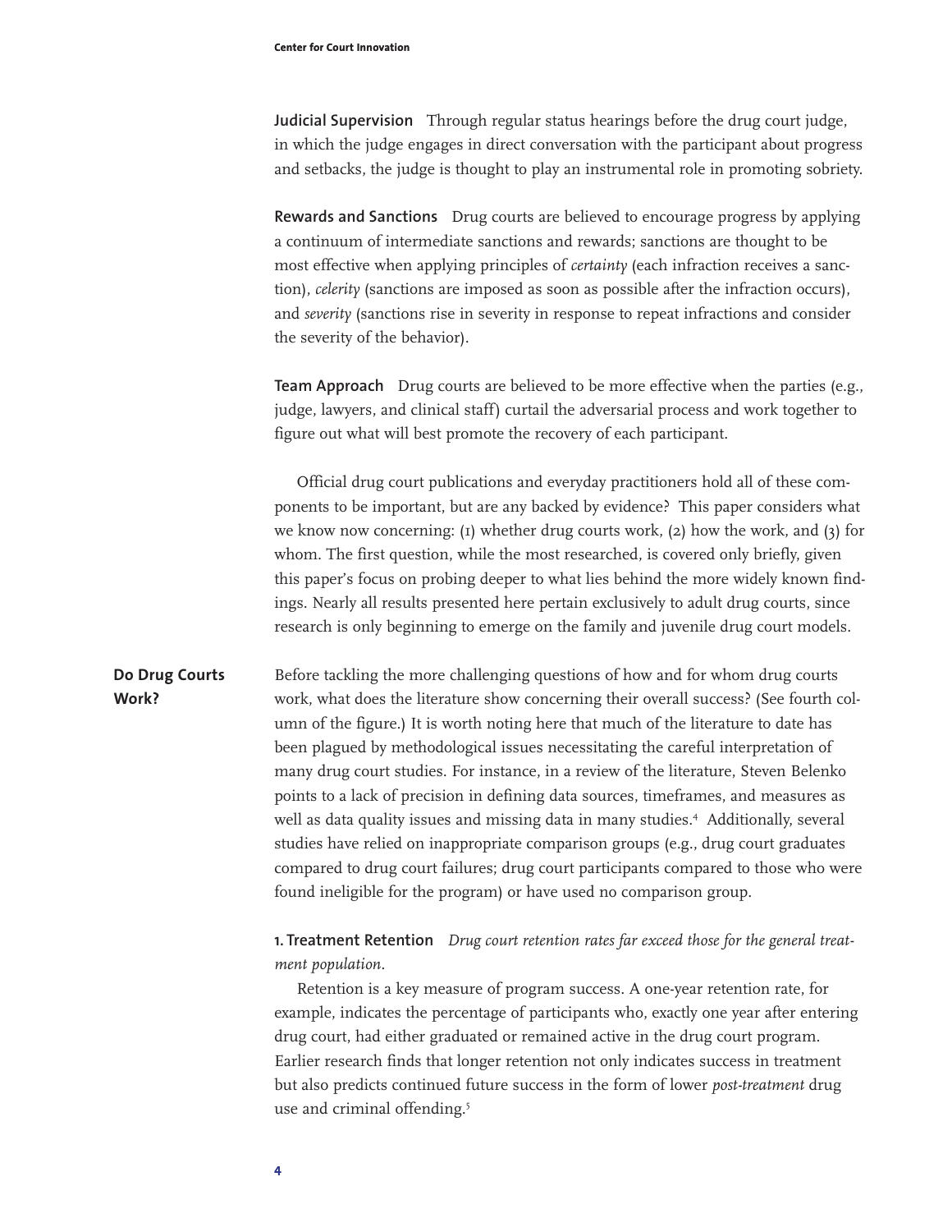**Judicial Supervision** Through regular status hearings before the drug court judge, in which the judge engages in direct conversation with the participant about progress and setbacks, the judge is thought to play an instrumental role in promoting sobriety.

**Rewards and Sanctions** Drug courts are believed to encourage progress by applying a continuum of intermediate sanctions and rewards; sanctions are thought to be most effective when applying principles of *certainty* (each infraction receives a sanction), *celerity* (sanctions are imposed as soon as possible after the infraction occurs), and *severity* (sanctions rise in severity in response to repeat infractions and consider the severity of the behavior).

**Team Approach** Drug courts are believed to be more effective when the parties (e.g., judge, lawyers, and clinical staff) curtail the adversarial process and work together to figure out what will best promote the recovery of each participant.

Official drug court publications and everyday practitioners hold all of these components to be important, but are any backed by evidence? This paper considers what we know now concerning: (1) whether drug courts work, (2) how the work, and (3) for whom. The first question, while the most researched, is covered only briefly, given this paper's focus on probing deeper to what lies behind the more widely known findings. Nearly all results presented here pertain exclusively to adult drug courts, since research is only beginning to emerge on the family and juvenile drug court models.

## Do Drug Courts Work?

Before tackling the more challenging questions of how and for whom drug courts work, what does the literature show concerning their overall success? (See fourth column of the figure.) It is worth noting here that much of the literature to date has been plagued by methodological issues necessitating the careful interpretation of many drug court studies. For instance, in a review of the literature, Steven Belenko points to a lack of precision in defining data sources, timeframes, and measures as well as data quality issues and missing data in many studies.[4] Additionally, several studies have relied on inappropriate comparison groups (e.g., drug court graduates compared to drug court failures; drug court participants compared to those who were found ineligible for the program) or have used no comparison group.

**1. Treatment Retention** *Drug court retention rates far exceed those for the general treatment population.*

Retention is a key measure of program success. A one-year retention rate, for example, indicates the percentage of participants who, exactly one year after entering drug court, had either graduated or remained active in the drug court program. Earlier research finds that longer retention not only indicates success in treatment but also predicts continued future success in the form of lower *post-treatment* drug use and criminal offending.[5]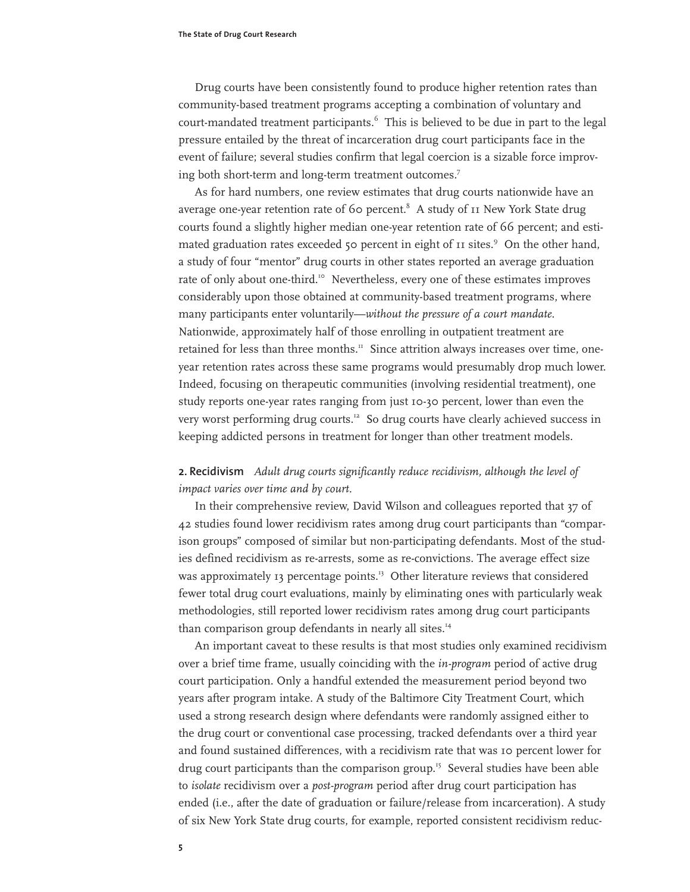Drug courts have been consistently found to produce higher retention rates than community-based treatment programs accepting a combination of voluntary and court-mandated treatment participants.[6] This is believed to be due in part to the legal pressure entailed by the threat of incarceration drug court participants face in the event of failure; several studies confirm that legal coercion is a sizable force improving both short-term and long-term treatment outcomes.[7]

As for hard numbers, one review estimates that drug courts nationwide have an average one-year retention rate of 60 percent.[8] A study of 11 New York State drug courts found a slightly higher median one-year retention rate of 66 percent; and estimated graduation rates exceeded 50 percent in eight of 11 sites.[9] On the other hand, a study of four "mentor" drug courts in other states reported an average graduation rate of only about one-third.[10] Nevertheless, every one of these estimates improves considerably upon those obtained at community-based treatment programs, where many participants enter voluntarily—*without the pressure of a court mandate*. Nationwide, approximately half of those enrolling in outpatient treatment are retained for less than three months.[11] Since attrition always increases over time, one-year retention rates across these same programs would presumably drop much lower. Indeed, focusing on therapeutic communities (involving residential treatment), one study reports one-year rates ranging from just 10-30 percent, lower than even the very worst performing drug courts.[12] So drug courts have clearly achieved success in keeping addicted persons in treatment for longer than other treatment models.

**2. Recidivism** *Adult drug courts significantly reduce recidivism, although the level of impact varies over time and by court.*

In their comprehensive review, David Wilson and colleagues reported that 37 of 42 studies found lower recidivism rates among drug court participants than "comparison groups" composed of similar but non-participating defendants. Most of the studies defined recidivism as re-arrests, some as re-convictions. The average effect size was approximately 13 percentage points.[13] Other literature reviews that considered fewer total drug court evaluations, mainly by eliminating ones with particularly weak methodologies, still reported lower recidivism rates among drug court participants than comparison group defendants in nearly all sites.[14]

An important caveat to these results is that most studies only examined recidivism over a brief time frame, usually coinciding with the *in-program* period of active drug court participation. Only a handful extended the measurement period beyond two years after program intake. A study of the Baltimore City Treatment Court, which used a strong research design where defendants were randomly assigned either to the drug court or conventional case processing, tracked defendants over a third year and found sustained differences, with a recidivism rate that was 10 percent lower for drug court participants than the comparison group.[15] Several studies have been able to *isolate* recidivism over a *post-program* period after drug court participation has ended (i.e., after the date of graduation or failure/release from incarceration). A study of six New York State drug courts, for example, reported consistent recidivism reduc-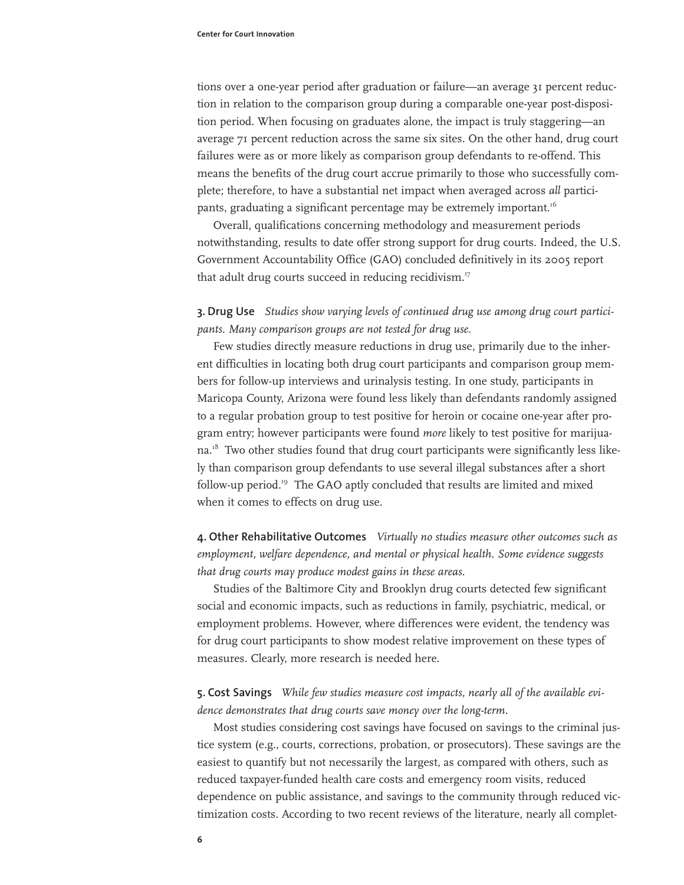tions over a one-year period after graduation or failure—an average 31 percent reduction in relation to the comparison group during a comparable one-year post-disposition period. When focusing on graduates alone, the impact is truly staggering—an average 71 percent reduction across the same six sites. On the other hand, drug court failures were as or more likely as comparison group defendants to re-offend. This means the benefits of the drug court accrue primarily to those who successfully complete; therefore, to have a substantial net impact when averaged across *all* participants, graduating a significant percentage may be extremely important.[16]

Overall, qualifications concerning methodology and measurement periods notwithstanding, results to date offer strong support for drug courts. Indeed, the U.S. Government Accountability Office (GAO) concluded definitively in its 2005 report that adult drug courts succeed in reducing recidivism.[17]

**3. Drug Use** *Studies show varying levels of continued drug use among drug court participants. Many comparison groups are not tested for drug use.*

Few studies directly measure reductions in drug use, primarily due to the inherent difficulties in locating both drug court participants and comparison group members for follow-up interviews and urinalysis testing. In one study, participants in Maricopa County, Arizona were found less likely than defendants randomly assigned to a regular probation group to test positive for heroin or cocaine one-year after program entry; however participants were found *more* likely to test positive for marijuana.[18] Two other studies found that drug court participants were significantly less likely than comparison group defendants to use several illegal substances after a short follow-up period.[19] The GAO aptly concluded that results are limited and mixed when it comes to effects on drug use.

**4. Other Rehabilitative Outcomes** *Virtually no studies measure other outcomes such as employment, welfare dependence, and mental or physical health. Some evidence suggests that drug courts may produce modest gains in these areas.*

Studies of the Baltimore City and Brooklyn drug courts detected few significant social and economic impacts, such as reductions in family, psychiatric, medical, or employment problems. However, where differences were evident, the tendency was for drug court participants to show modest relative improvement on these types of measures. Clearly, more research is needed here.

**5. Cost Savings** *While few studies measure cost impacts, nearly all of the available evidence demonstrates that drug courts save money over the long-term.*

Most studies considering cost savings have focused on savings to the criminal justice system (e.g., courts, corrections, probation, or prosecutors). These savings are the easiest to quantify but not necessarily the largest, as compared with others, such as reduced taxpayer-funded health care costs and emergency room visits, reduced dependence on public assistance, and savings to the community through reduced victimization costs. According to two recent reviews of the literature, nearly all complet-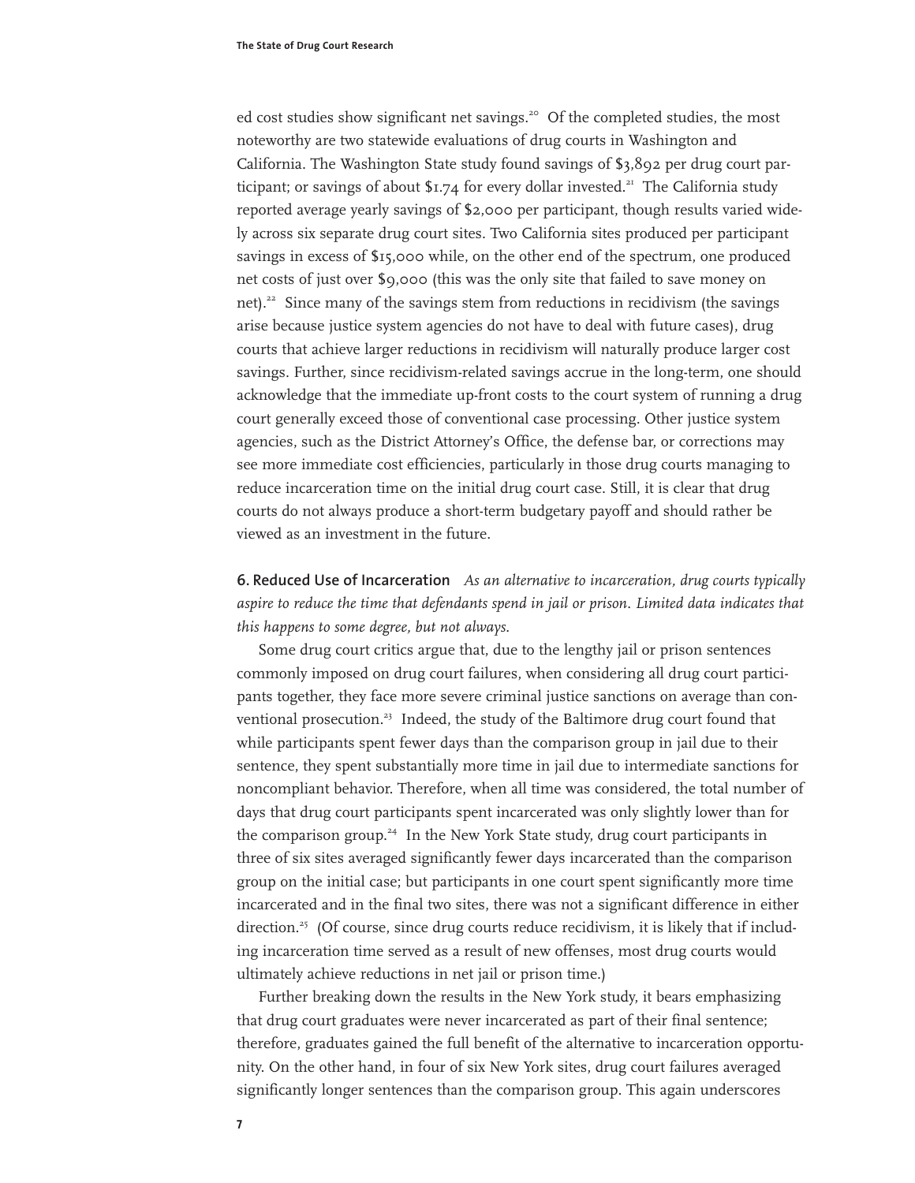ed cost studies show significant net savings.[20] Of the completed studies, the most noteworthy are two statewide evaluations of drug courts in Washington and California. The Washington State study found savings of $3,892 per drug court participant; or savings of about $1.74 for every dollar invested.[21] The California study reported average yearly savings of $2,000 per participant, though results varied widely across six separate drug court sites. Two California sites produced per participant savings in excess of $15,000 while, on the other end of the spectrum, one produced net costs of just over $9,000 (this was the only site that failed to save money on net).[22] Since many of the savings stem from reductions in recidivism (the savings arise because justice system agencies do not have to deal with future cases), drug courts that achieve larger reductions in recidivism will naturally produce larger cost savings. Further, since recidivism-related savings accrue in the long-term, one should acknowledge that the immediate up-front costs to the court system of running a drug court generally exceed those of conventional case processing. Other justice system agencies, such as the District Attorney's Office, the defense bar, or corrections may see more immediate cost efficiencies, particularly in those drug courts managing to reduce incarceration time on the initial drug court case. Still, it is clear that drug courts do not always produce a short-term budgetary payoff and should rather be viewed as an investment in the future.

**6. Reduced Use of Incarceration** *As an alternative to incarceration, drug courts typically aspire to reduce the time that defendants spend in jail or prison. Limited data indicates that this happens to some degree, but not always.*

Some drug court critics argue that, due to the lengthy jail or prison sentences commonly imposed on drug court failures, when considering all drug court participants together, they face more severe criminal justice sanctions on average than conventional prosecution.[23] Indeed, the study of the Baltimore drug court found that while participants spent fewer days than the comparison group in jail due to their sentence, they spent substantially more time in jail due to intermediate sanctions for noncompliant behavior. Therefore, when all time was considered, the total number of days that drug court participants spent incarcerated was only slightly lower than for the comparison group.[24] In the New York State study, drug court participants in three of six sites averaged significantly fewer days incarcerated than the comparison group on the initial case; but participants in one court spent significantly more time incarcerated and in the final two sites, there was not a significant difference in either direction.[25] (Of course, since drug courts reduce recidivism, it is likely that if including incarceration time served as a result of new offenses, most drug courts would ultimately achieve reductions in net jail or prison time.)

Further breaking down the results in the New York study, it bears emphasizing that drug court graduates were never incarcerated as part of their final sentence; therefore, graduates gained the full benefit of the alternative to incarceration opportunity. On the other hand, in four of six New York sites, drug court failures averaged significantly longer sentences than the comparison group. This again underscores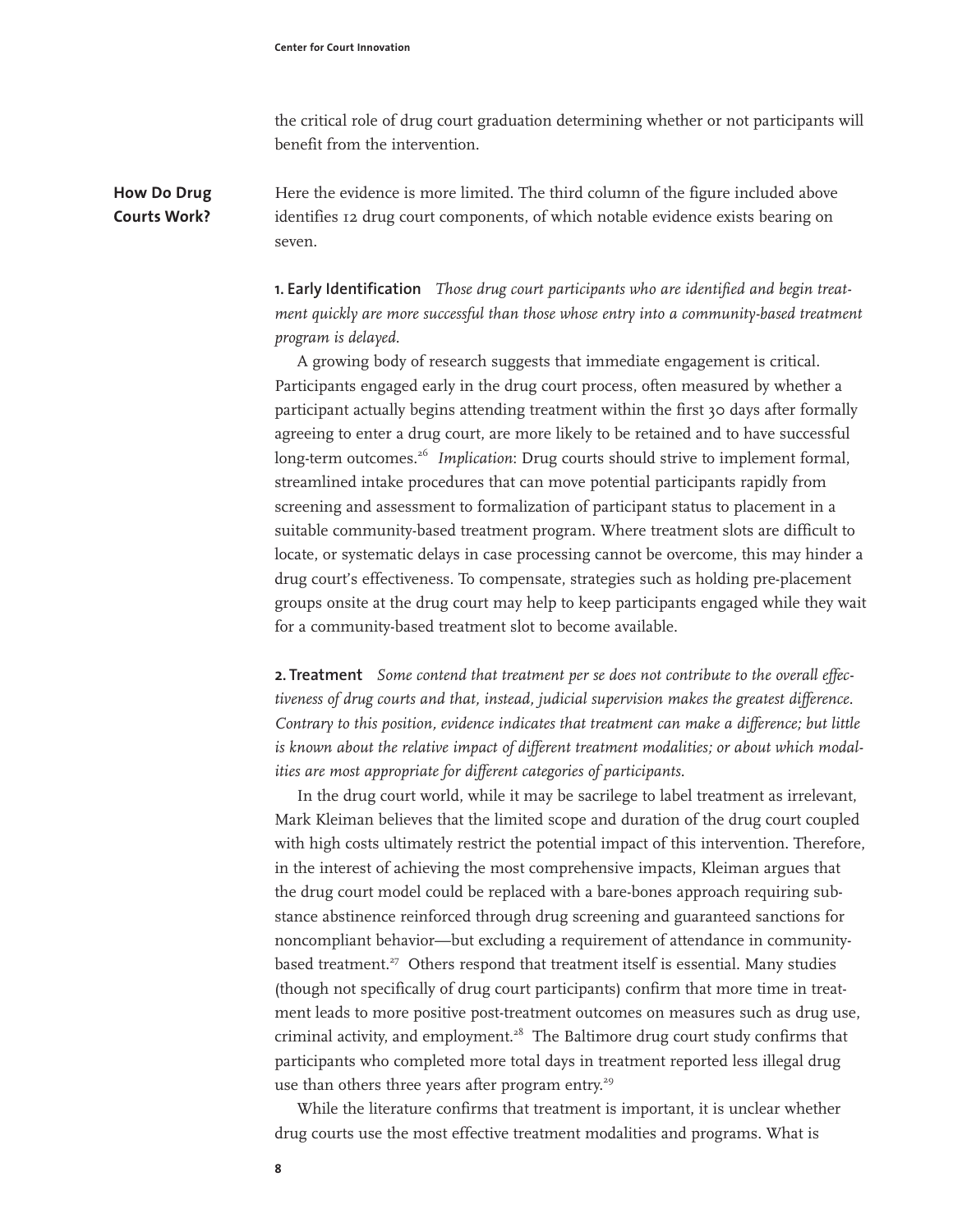the critical role of drug court graduation determining whether or not participants will benefit from the intervention.

## How Do Drug Courts Work?

Here the evidence is more limited. The third column of the figure included above identifies 12 drug court components, of which notable evidence exists bearing on seven.

**1. Early Identification** *Those drug court participants who are identified and begin treatment quickly are more successful than those whose entry into a community-based treatment program is delayed.*

A growing body of research suggests that immediate engagement is critical. Participants engaged early in the drug court process, often measured by whether a participant actually begins attending treatment within the first 30 days after formally agreeing to enter a drug court, are more likely to be retained and to have successful long-term outcomes.[26] *Implication*: Drug courts should strive to implement formal, streamlined intake procedures that can move potential participants rapidly from screening and assessment to formalization of participant status to placement in a suitable community-based treatment program. Where treatment slots are difficult to locate, or systematic delays in case processing cannot be overcome, this may hinder a drug court's effectiveness. To compensate, strategies such as holding pre-placement groups onsite at the drug court may help to keep participants engaged while they wait for a community-based treatment slot to become available.

**2. Treatment** *Some contend that treatment per se does not contribute to the overall effectiveness of drug courts and that, instead, judicial supervision makes the greatest difference. Contrary to this position, evidence indicates that treatment can make a difference; but little is known about the relative impact of different treatment modalities; or about which modalities are most appropriate for different categories of participants.*

In the drug court world, while it may be sacrilege to label treatment as irrelevant, Mark Kleiman believes that the limited scope and duration of the drug court coupled with high costs ultimately restrict the potential impact of this intervention. Therefore, in the interest of achieving the most comprehensive impacts, Kleiman argues that the drug court model could be replaced with a bare-bones approach requiring substance abstinence reinforced through drug screening and guaranteed sanctions for noncompliant behavior—but excluding a requirement of attendance in community-based treatment.[27] Others respond that treatment itself is essential. Many studies (though not specifically of drug court participants) confirm that more time in treatment leads to more positive post-treatment outcomes on measures such as drug use, criminal activity, and employment.[28] The Baltimore drug court study confirms that participants who completed more total days in treatment reported less illegal drug use than others three years after program entry.[29]

While the literature confirms that treatment is important, it is unclear whether drug courts use the most effective treatment modalities and programs. What is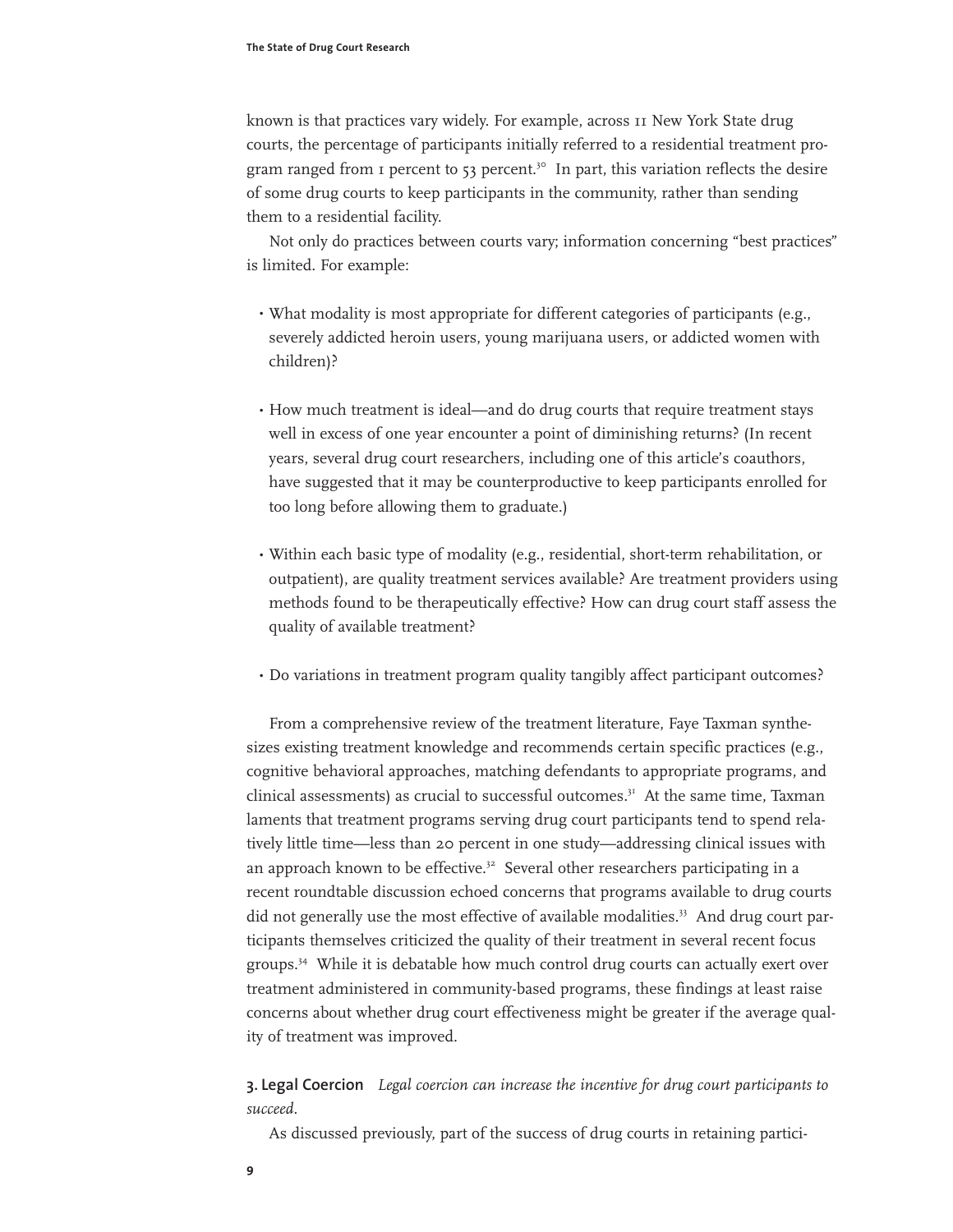known is that practices vary widely. For example, across 11 New York State drug courts, the percentage of participants initially referred to a residential treatment program ranged from 1 percent to 53 percent.[30] In part, this variation reflects the desire of some drug courts to keep participants in the community, rather than sending them to a residential facility.

Not only do practices between courts vary; information concerning "best practices" is limited. For example:

- What modality is most appropriate for different categories of participants (e.g., severely addicted heroin users, young marijuana users, or addicted women with children)?
- How much treatment is ideal—and do drug courts that require treatment stays well in excess of one year encounter a point of diminishing returns? (In recent years, several drug court researchers, including one of this article's coauthors, have suggested that it may be counterproductive to keep participants enrolled for too long before allowing them to graduate.)
- Within each basic type of modality (e.g., residential, short-term rehabilitation, or outpatient), are quality treatment services available? Are treatment providers using methods found to be therapeutically effective? How can drug court staff assess the quality of available treatment?
- Do variations in treatment program quality tangibly affect participant outcomes?

From a comprehensive review of the treatment literature, Faye Taxman synthesizes existing treatment knowledge and recommends certain specific practices (e.g., cognitive behavioral approaches, matching defendants to appropriate programs, and clinical assessments) as crucial to successful outcomes.[31] At the same time, Taxman laments that treatment programs serving drug court participants tend to spend relatively little time—less than 20 percent in one study—addressing clinical issues with an approach known to be effective.[32] Several other researchers participating in a recent roundtable discussion echoed concerns that programs available to drug courts did not generally use the most effective of available modalities.[33] And drug court participants themselves criticized the quality of their treatment in several recent focus groups.[34] While it is debatable how much control drug courts can actually exert over treatment administered in community-based programs, these findings at least raise concerns about whether drug court effectiveness might be greater if the average quality of treatment was improved.

**3. Legal Coercion** *Legal coercion can increase the incentive for drug court participants to succeed.*

As discussed previously, part of the success of drug courts in retaining partici-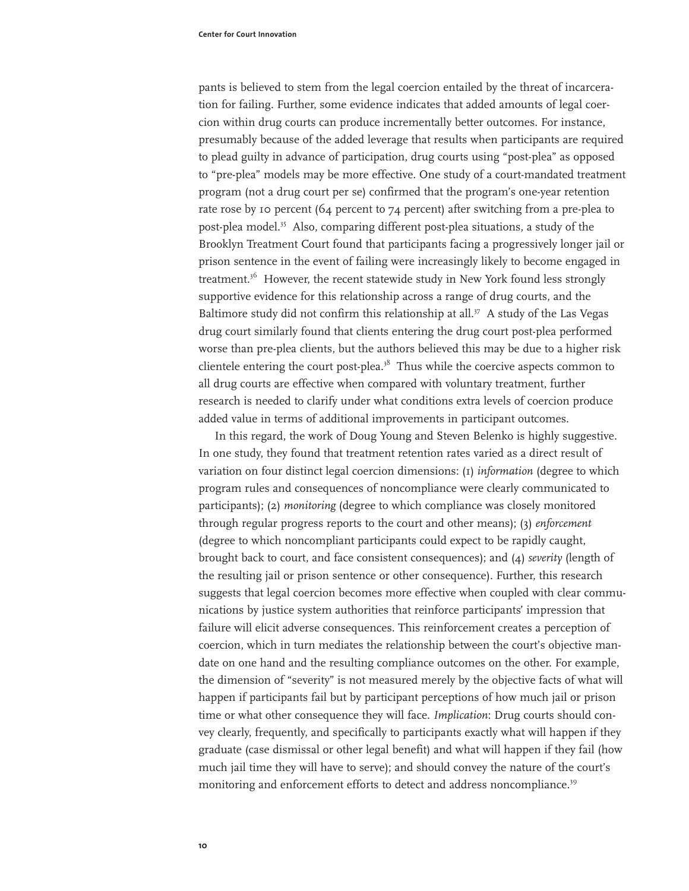pants is believed to stem from the legal coercion entailed by the threat of incarceration for failing. Further, some evidence indicates that added amounts of legal coercion within drug courts can produce incrementally better outcomes. For instance, presumably because of the added leverage that results when participants are required to plead guilty in advance of participation, drug courts using "post-plea" as opposed to "pre-plea" models may be more effective. One study of a court-mandated treatment program (not a drug court per se) confirmed that the program's one-year retention rate rose by 10 percent (64 percent to 74 percent) after switching from a pre-plea to post-plea model.[35] Also, comparing different post-plea situations, a study of the Brooklyn Treatment Court found that participants facing a progressively longer jail or prison sentence in the event of failing were increasingly likely to become engaged in treatment.[36] However, the recent statewide study in New York found less strongly supportive evidence for this relationship across a range of drug courts, and the Baltimore study did not confirm this relationship at all.[37] A study of the Las Vegas drug court similarly found that clients entering the drug court post-plea performed worse than pre-plea clients, but the authors believed this may be due to a higher risk clientele entering the court post-plea.[38] Thus while the coercive aspects common to all drug courts are effective when compared with voluntary treatment, further research is needed to clarify under what conditions extra levels of coercion produce added value in terms of additional improvements in participant outcomes.

In this regard, the work of Doug Young and Steven Belenko is highly suggestive. In one study, they found that treatment retention rates varied as a direct result of variation on four distinct legal coercion dimensions: (1) *information* (degree to which program rules and consequences of noncompliance were clearly communicated to participants); (2) *monitoring* (degree to which compliance was closely monitored through regular progress reports to the court and other means); (3) *enforcement* (degree to which noncompliant participants could expect to be rapidly caught, brought back to court, and face consistent consequences); and (4) *severity* (length of the resulting jail or prison sentence or other consequence). Further, this research suggests that legal coercion becomes more effective when coupled with clear communications by justice system authorities that reinforce participants' impression that failure will elicit adverse consequences. This reinforcement creates a perception of coercion, which in turn mediates the relationship between the court's objective mandate on one hand and the resulting compliance outcomes on the other. For example, the dimension of "severity" is not measured merely by the objective facts of what will happen if participants fail but by participant perceptions of how much jail or prison time or what other consequence they will face. *Implication*: Drug courts should convey clearly, frequently, and specifically to participants exactly what will happen if they graduate (case dismissal or other legal benefit) and what will happen if they fail (how much jail time they will have to serve); and should convey the nature of the court's monitoring and enforcement efforts to detect and address noncompliance.[39]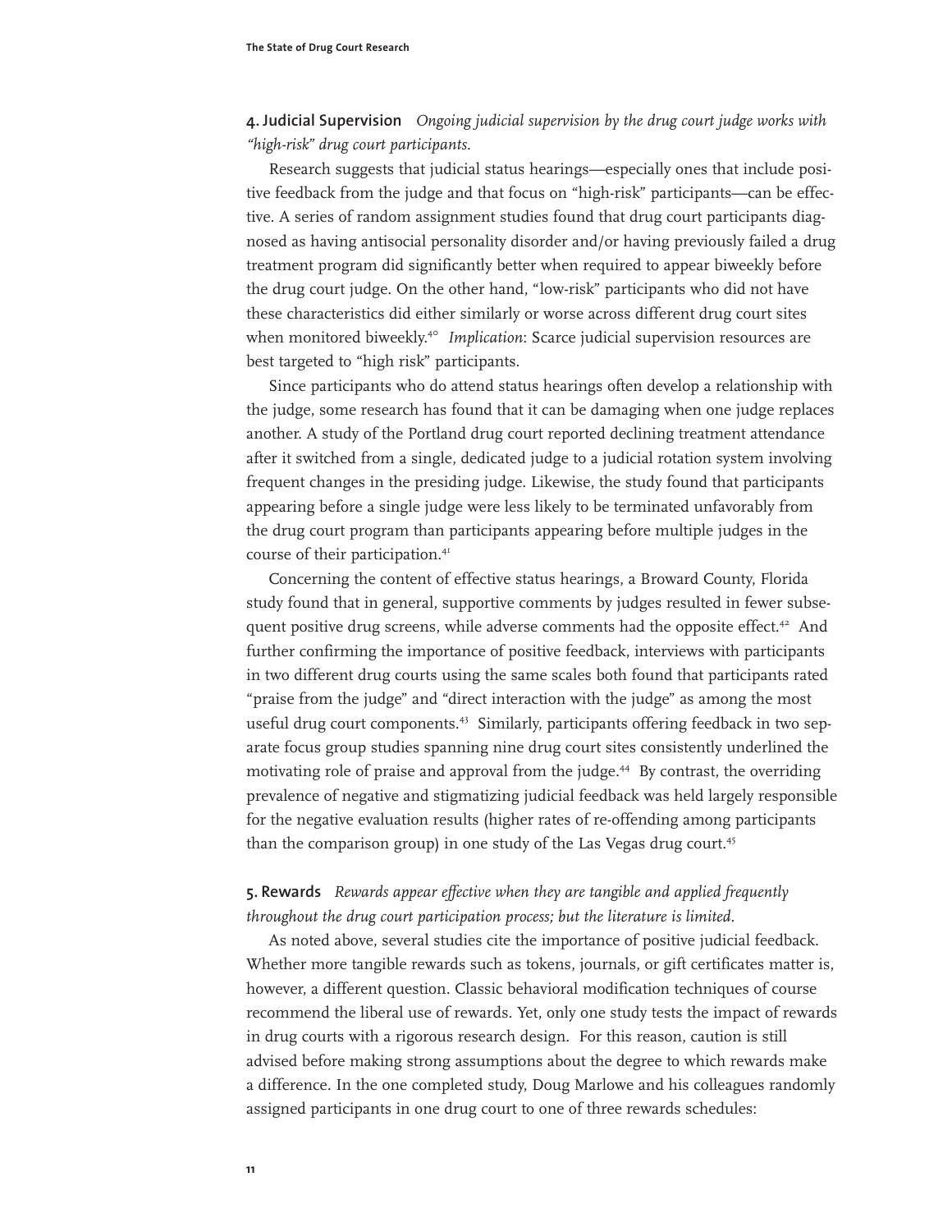**4. Judicial Supervision** *Ongoing judicial supervision by the drug court judge works with "high-risk" drug court participants.*

Research suggests that judicial status hearings—especially ones that include positive feedback from the judge and that focus on "high-risk" participants—can be effective. A series of random assignment studies found that drug court participants diagnosed as having antisocial personality disorder and/or having previously failed a drug treatment program did significantly better when required to appear biweekly before the drug court judge. On the other hand, "low-risk" participants who did not have these characteristics did either similarly or worse across different drug court sites when monitored biweekly.[40] *Implication*: Scarce judicial supervision resources are best targeted to "high risk" participants.

Since participants who do attend status hearings often develop a relationship with the judge, some research has found that it can be damaging when one judge replaces another. A study of the Portland drug court reported declining treatment attendance after it switched from a single, dedicated judge to a judicial rotation system involving frequent changes in the presiding judge. Likewise, the study found that participants appearing before a single judge were less likely to be terminated unfavorably from the drug court program than participants appearing before multiple judges in the course of their participation.[41]

Concerning the content of effective status hearings, a Broward County, Florida study found that in general, supportive comments by judges resulted in fewer subsequent positive drug screens, while adverse comments had the opposite effect.[42] And further confirming the importance of positive feedback, interviews with participants in two different drug courts using the same scales both found that participants rated "praise from the judge" and "direct interaction with the judge" as among the most useful drug court components.[43] Similarly, participants offering feedback in two separate focus group studies spanning nine drug court sites consistently underlined the motivating role of praise and approval from the judge.[44] By contrast, the overriding prevalence of negative and stigmatizing judicial feedback was held largely responsible for the negative evaluation results (higher rates of re-offending among participants than the comparison group) in one study of the Las Vegas drug court.[45]

**5. Rewards** *Rewards appear effective when they are tangible and applied frequently throughout the drug court participation process; but the literature is limited.*

As noted above, several studies cite the importance of positive judicial feedback. Whether more tangible rewards such as tokens, journals, or gift certificates matter is, however, a different question. Classic behavioral modification techniques of course recommend the liberal use of rewards. Yet, only one study tests the impact of rewards in drug courts with a rigorous research design. For this reason, caution is still advised before making strong assumptions about the degree to which rewards make a difference. In the one completed study, Doug Marlowe and his colleagues randomly assigned participants in one drug court to one of three rewards schedules: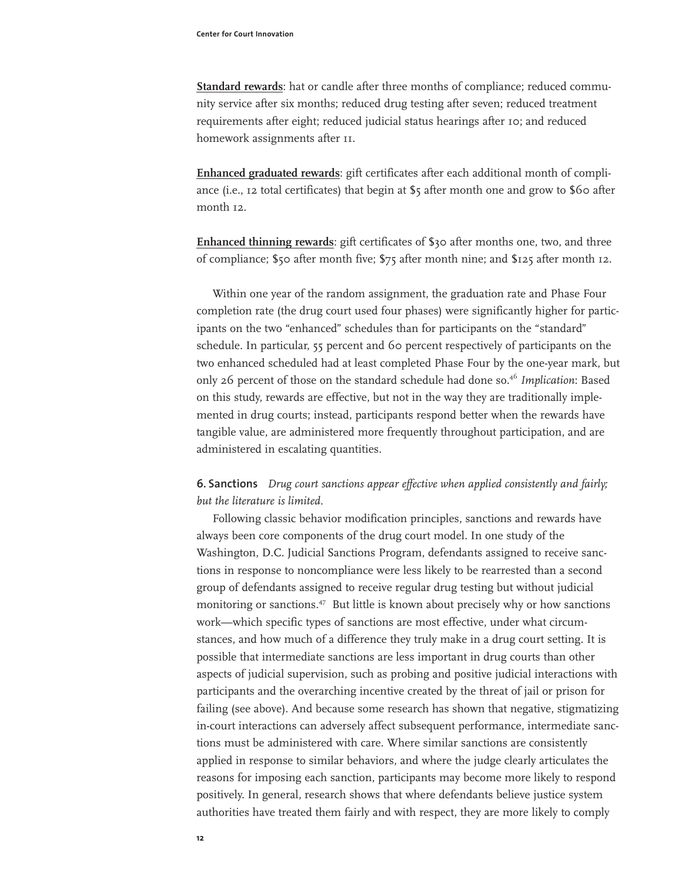**Standard rewards**: hat or candle after three months of compliance; reduced community service after six months; reduced drug testing after seven; reduced treatment requirements after eight; reduced judicial status hearings after 10; and reduced homework assignments after 11.

**Enhanced graduated rewards**: gift certificates after each additional month of compliance (i.e., 12 total certificates) that begin at $5 after month one and grow to $60 after month 12.

**Enhanced thinning rewards**: gift certificates of $30 after months one, two, and three of compliance; $50 after month five; $75 after month nine; and $125 after month 12.

Within one year of the random assignment, the graduation rate and Phase Four completion rate (the drug court used four phases) were significantly higher for participants on the two "enhanced" schedules than for participants on the "standard" schedule. In particular, 55 percent and 60 percent respectively of participants on the two enhanced scheduled had at least completed Phase Four by the one-year mark, but only 26 percent of those on the standard schedule had done so.[46] *Implication*: Based on this study, rewards are effective, but not in the way they are traditionally implemented in drug courts; instead, participants respond better when the rewards have tangible value, are administered more frequently throughout participation, and are administered in escalating quantities.

**6. Sanctions** *Drug court sanctions appear effective when applied consistently and fairly; but the literature is limited.*

Following classic behavior modification principles, sanctions and rewards have always been core components of the drug court model. In one study of the Washington, D.C. Judicial Sanctions Program, defendants assigned to receive sanctions in response to noncompliance were less likely to be rearrested than a second group of defendants assigned to receive regular drug testing but without judicial monitoring or sanctions.[47] But little is known about precisely why or how sanctions work—which specific types of sanctions are most effective, under what circumstances, and how much of a difference they truly make in a drug court setting. It is possible that intermediate sanctions are less important in drug courts than other aspects of judicial supervision, such as probing and positive judicial interactions with participants and the overarching incentive created by the threat of jail or prison for failing (see above). And because some research has shown that negative, stigmatizing in-court interactions can adversely affect subsequent performance, intermediate sanctions must be administered with care. Where similar sanctions are consistently applied in response to similar behaviors, and where the judge clearly articulates the reasons for imposing each sanction, participants may become more likely to respond positively. In general, research shows that where defendants believe justice system authorities have treated them fairly and with respect, they are more likely to comply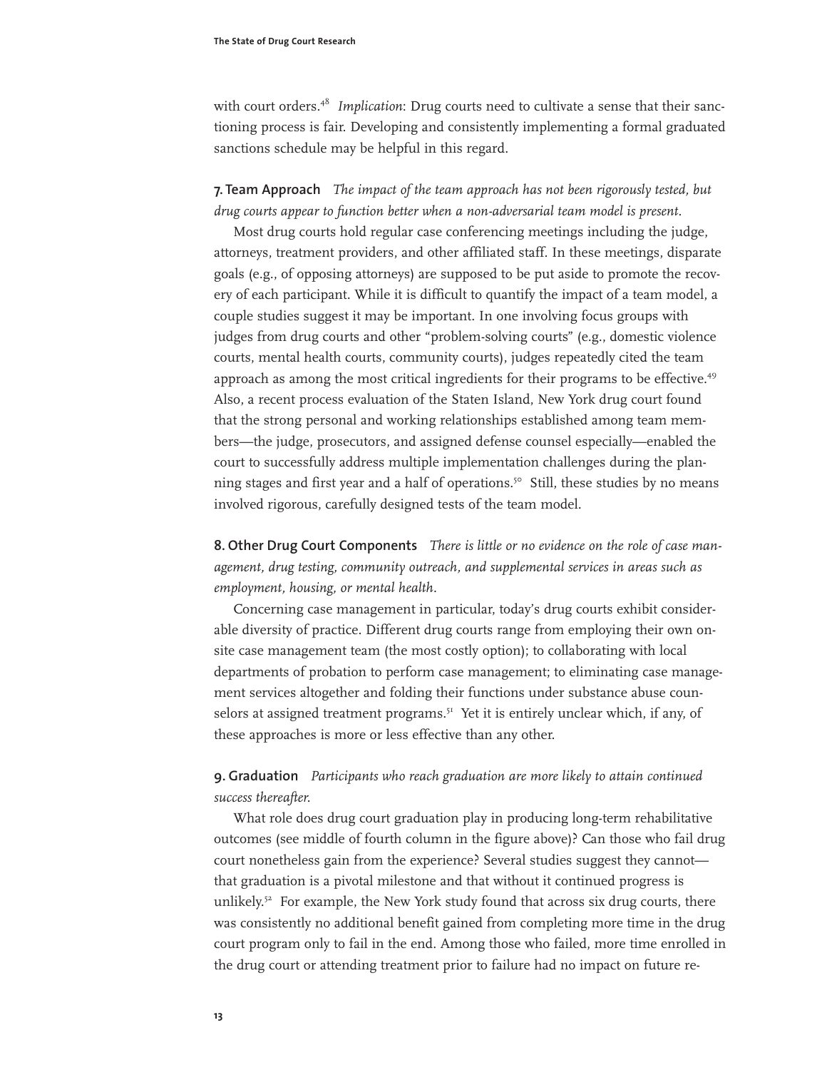with court orders.[48] *Implication*: Drug courts need to cultivate a sense that their sanctioning process is fair. Developing and consistently implementing a formal graduated sanctions schedule may be helpful in this regard.

**7. Team Approach** *The impact of the team approach has not been rigorously tested, but drug courts appear to function better when a non-adversarial team model is present.*

Most drug courts hold regular case conferencing meetings including the judge, attorneys, treatment providers, and other affiliated staff. In these meetings, disparate goals (e.g., of opposing attorneys) are supposed to be put aside to promote the recovery of each participant. While it is difficult to quantify the impact of a team model, a couple studies suggest it may be important. In one involving focus groups with judges from drug courts and other "problem-solving courts" (e.g., domestic violence courts, mental health courts, community courts), judges repeatedly cited the team approach as among the most critical ingredients for their programs to be effective.[49] Also, a recent process evaluation of the Staten Island, New York drug court found that the strong personal and working relationships established among team members—the judge, prosecutors, and assigned defense counsel especially—enabled the court to successfully address multiple implementation challenges during the planning stages and first year and a half of operations.[50] Still, these studies by no means involved rigorous, carefully designed tests of the team model.

**8. Other Drug Court Components** *There is little or no evidence on the role of case management, drug testing, community outreach, and supplemental services in areas such as employment, housing, or mental health.*

Concerning case management in particular, today's drug courts exhibit considerable diversity of practice. Different drug courts range from employing their own on-site case management team (the most costly option); to collaborating with local departments of probation to perform case management; to eliminating case management services altogether and folding their functions under substance abuse counselors at assigned treatment programs.[51] Yet it is entirely unclear which, if any, of these approaches is more or less effective than any other.

**9. Graduation** *Participants who reach graduation are more likely to attain continued success thereafter.*

What role does drug court graduation play in producing long-term rehabilitative outcomes (see middle of fourth column in the figure above)? Can those who fail drug court nonetheless gain from the experience? Several studies suggest they cannot—that graduation is a pivotal milestone and that without it continued progress is unlikely.[52] For example, the New York study found that across six drug courts, there was consistently no additional benefit gained from completing more time in the drug court program only to fail in the end. Among those who failed, more time enrolled in the drug court or attending treatment prior to failure had no impact on future re-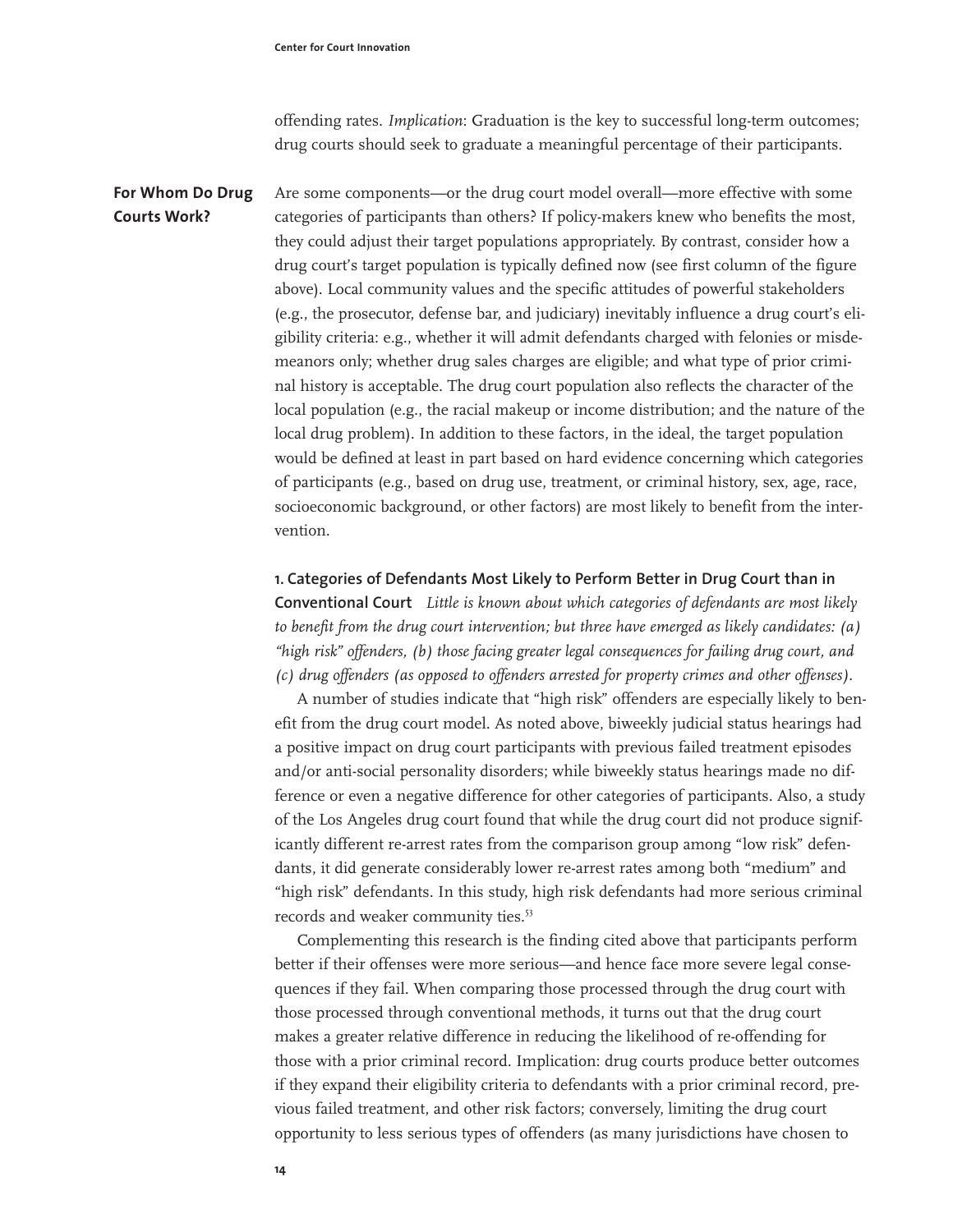offending rates. *Implication*: Graduation is the key to successful long-term outcomes; drug courts should seek to graduate a meaningful percentage of their participants.

## For Whom Do Drug Courts Work?

Are some components—or the drug court model overall—more effective with some categories of participants than others? If policy-makers knew who benefits the most, they could adjust their target populations appropriately. By contrast, consider how a drug court's target population is typically defined now (see first column of the figure above). Local community values and the specific attitudes of powerful stakeholders (e.g., the prosecutor, defense bar, and judiciary) inevitably influence a drug court's eligibility criteria: e.g., whether it will admit defendants charged with felonies or misdemeanors only; whether drug sales charges are eligible; and what type of prior criminal history is acceptable. The drug court population also reflects the character of the local population (e.g., the racial makeup or income distribution; and the nature of the local drug problem). In addition to these factors, in the ideal, the target population would be defined at least in part based on hard evidence concerning which categories of participants (e.g., based on drug use, treatment, or criminal history, sex, age, race, socioeconomic background, or other factors) are most likely to benefit from the intervention.

**1. Categories of Defendants Most Likely to Perform Better in Drug Court than in Conventional Court** *Little is known about which categories of defendants are most likely to benefit from the drug court intervention; but three have emerged as likely candidates: (a) "high risk" offenders, (b) those facing greater legal consequences for failing drug court, and (c) drug offenders (as opposed to offenders arrested for property crimes and other offenses).*

A number of studies indicate that "high risk" offenders are especially likely to benefit from the drug court model. As noted above, biweekly judicial status hearings had a positive impact on drug court participants with previous failed treatment episodes and/or anti-social personality disorders; while biweekly status hearings made no difference or even a negative difference for other categories of participants. Also, a study of the Los Angeles drug court found that while the drug court did not produce significantly different re-arrest rates from the comparison group among "low risk" defendants, it did generate considerably lower re-arrest rates among both "medium" and "high risk" defendants. In this study, high risk defendants had more serious criminal records and weaker community ties.[53]

Complementing this research is the finding cited above that participants perform better if their offenses were more serious—and hence face more severe legal consequences if they fail. When comparing those processed through the drug court with those processed through conventional methods, it turns out that the drug court makes a greater relative difference in reducing the likelihood of re-offending for those with a prior criminal record. Implication: drug courts produce better outcomes if they expand their eligibility criteria to defendants with a prior criminal record, previous failed treatment, and other risk factors; conversely, limiting the drug court opportunity to less serious types of offenders (as many jurisdictions have chosen to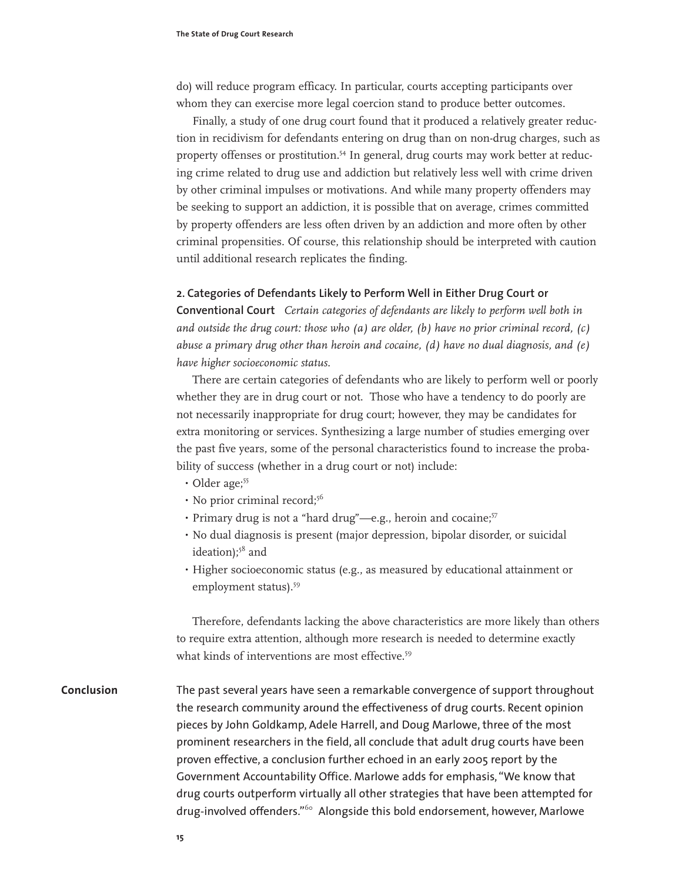do) will reduce program efficacy. In particular, courts accepting participants over whom they can exercise more legal coercion stand to produce better outcomes.

Finally, a study of one drug court found that it produced a relatively greater reduction in recidivism for defendants entering on drug than on non-drug charges, such as property offenses or prostitution.[54] In general, drug courts may work better at reducing crime related to drug use and addiction but relatively less well with crime driven by other criminal impulses or motivations. And while many property offenders may be seeking to support an addiction, it is possible that on average, crimes committed by property offenders are less often driven by an addiction and more often by other criminal propensities. Of course, this relationship should be interpreted with caution until additional research replicates the finding.

**2. Categories of Defendants Likely to Perform Well in Either Drug Court or Conventional Court** *Certain categories of defendants are likely to perform well both in and outside the drug court: those who (a) are older, (b) have no prior criminal record, (c) abuse a primary drug other than heroin and cocaine, (d) have no dual diagnosis, and (e) have higher socioeconomic status.*

There are certain categories of defendants who are likely to perform well or poorly whether they are in drug court or not. Those who have a tendency to do poorly are not necessarily inappropriate for drug court; however, they may be candidates for extra monitoring or services. Synthesizing a large number of studies emerging over the past five years, some of the personal characteristics found to increase the probability of success (whether in a drug court or not) include:

- Older age;[55]
- No prior criminal record;[56]
- Primary drug is not a "hard drug"—e.g., heroin and cocaine;[57]
- No dual diagnosis is present (major depression, bipolar disorder, or suicidal ideation);[58] and
- Higher socioeconomic status (e.g., as measured by educational attainment or employment status).[59]

Therefore, defendants lacking the above characteristics are more likely than others to require extra attention, although more research is needed to determine exactly what kinds of interventions are most effective.[59]

## Conclusion

The past several years have seen a remarkable convergence of support throughout the research community around the effectiveness of drug courts. Recent opinion pieces by John Goldkamp, Adele Harrell, and Doug Marlowe, three of the most prominent researchers in the field, all conclude that adult drug courts have been proven effective, a conclusion further echoed in an early 2005 report by the Government Accountability Office. Marlowe adds for emphasis, "We know that drug courts outperform virtually all other strategies that have been attempted for drug-involved offenders."[60] Alongside this bold endorsement, however, Marlowe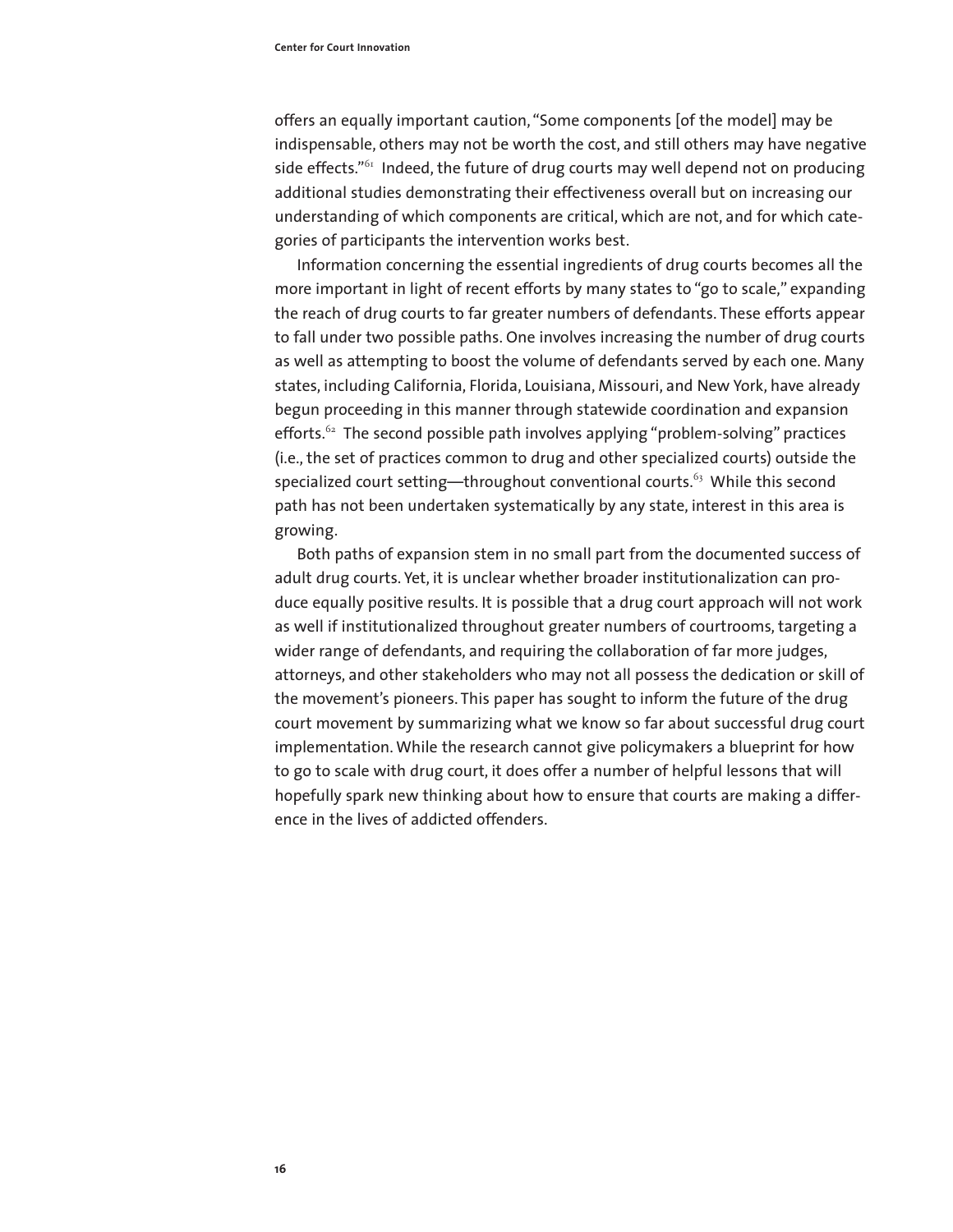offers an equally important caution, "Some components [of the model] may be indispensable, others may not be worth the cost, and still others may have negative side effects."[61] Indeed, the future of drug courts may well depend not on producing additional studies demonstrating their effectiveness overall but on increasing our understanding of which components are critical, which are not, and for which categories of participants the intervention works best.

Information concerning the essential ingredients of drug courts becomes all the more important in light of recent efforts by many states to "go to scale," expanding the reach of drug courts to far greater numbers of defendants. These efforts appear to fall under two possible paths. One involves increasing the number of drug courts as well as attempting to boost the volume of defendants served by each one. Many states, including California, Florida, Louisiana, Missouri, and New York, have already begun proceeding in this manner through statewide coordination and expansion efforts.[62] The second possible path involves applying "problem-solving" practices (i.e., the set of practices common to drug and other specialized courts) outside the specialized court setting—throughout conventional courts.[63] While this second path has not been undertaken systematically by any state, interest in this area is growing.

Both paths of expansion stem in no small part from the documented success of adult drug courts. Yet, it is unclear whether broader institutionalization can produce equally positive results. It is possible that a drug court approach will not work as well if institutionalized throughout greater numbers of courtrooms, targeting a wider range of defendants, and requiring the collaboration of far more judges, attorneys, and other stakeholders who may not all possess the dedication or skill of the movement's pioneers. This paper has sought to inform the future of the drug court movement by summarizing what we know so far about successful drug court implementation. While the research cannot give policymakers a blueprint for how to go to scale with drug court, it does offer a number of helpful lessons that will hopefully spark new thinking about how to ensure that courts are making a difference in the lives of addicted offenders.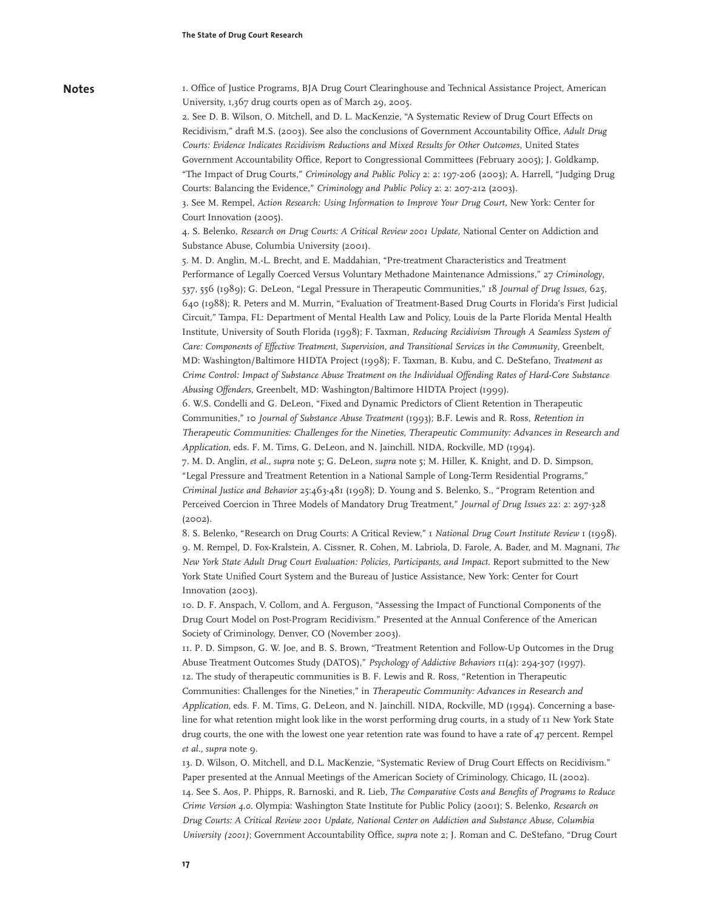## Notes

1. Office of Justice Programs, BJA Drug Court Clearinghouse and Technical Assistance Project, American University, 1,367 drug courts open as of March 29, 2005.

2. See D. B. Wilson, O. Mitchell, and D. L. MacKenzie, "A Systematic Review of Drug Court Effects on Recidivism," draft M.S. (2003). See also the conclusions of Government Accountability Office, *Adult Drug Courts: Evidence Indicates Recidivism Reductions and Mixed Results for Other Outcomes*, United States Government Accountability Office, Report to Congressional Committees (February 2005); J. Goldkamp, "The Impact of Drug Courts," *Criminology and Public Policy* 2: 2: 197-206 (2003); A. Harrell, "Judging Drug Courts: Balancing the Evidence," *Criminology and Public Policy* 2: 2: 207-212 (2003).

3. See M. Rempel, *Action Research: Using Information to Improve Your Drug Court*, New York: Center for Court Innovation (2005).

4. S. Belenko, *Research on Drug Courts: A Critical Review 2001 Update*, National Center on Addiction and Substance Abuse, Columbia University (2001).

5. M. D. Anglin, M.-L. Brecht, and E. Maddahian, "Pre-treatment Characteristics and Treatment Performance of Legally Coerced Versus Voluntary Methadone Maintenance Admissions," 27 *Criminology*, 537, 556 (1989); G. DeLeon, "Legal Pressure in Therapeutic Communities," 18 *Journal of Drug Issues*, 625, 640 (1988); R. Peters and M. Murrin, "Evaluation of Treatment-Based Drug Courts in Florida's First Judicial Circuit," Tampa, FL: Department of Mental Health Law and Policy, Louis de la Parte Florida Mental Health Institute, University of South Florida (1998); F. Taxman, *Reducing Recidivism Through A Seamless System of Care: Components of Effective Treatment, Supervision, and Transitional Services in the Community*, Greenbelt, MD: Washington/Baltimore HIDTA Project (1998); F. Taxman, B. Kubu, and C. DeStefano, *Treatment as Crime Control: Impact of Substance Abuse Treatment on the Individual Offending Rates of Hard-Core Substance Abusing Offenders*, Greenbelt, MD: Washington/Baltimore HIDTA Project (1999).

6. W.S. Condelli and G. DeLeon, "Fixed and Dynamic Predictors of Client Retention in Therapeutic Communities," 10 *Journal of Substance Abuse Treatment* (1993); B.F. Lewis and R. Ross, *Retention in Therapeutic Communities: Challenges for the Nineties, Therapeutic Community: Advances in Research and Application*, eds. F. M. Tims, G. DeLeon, and N. Jainchill. NIDA, Rockville, MD (1994).

7. M. D. Anglin, *et al., supra* note 5; G. DeLeon, *supra* note 5; M. Hiller, K. Knight, and D. D. Simpson, "Legal Pressure and Treatment Retention in a National Sample of Long-Term Residential Programs," *Criminal Justice and Behavior* 25:463-481 (1998); D. Young and S. Belenko, S., "Program Retention and Perceived Coercion in Three Models of Mandatory Drug Treatment," *Journal of Drug Issues* 22: 2: 297-328 (2002).

8. S. Belenko, "Research on Drug Courts: A Critical Review," 1 *National Drug Court Institute Review* 1 (1998).

9. M. Rempel, D. Fox-Kralstein, A. Cissner, R. Cohen, M. Labriola, D. Farole, A. Bader, and M. Magnani, *The New York State Adult Drug Court Evaluation: Policies, Participants, and Impact*. Report submitted to the New York State Unified Court System and the Bureau of Justice Assistance, New York: Center for Court Innovation (2003).

10. D. F. Anspach, V. Collom, and A. Ferguson, "Assessing the Impact of Functional Components of the Drug Court Model on Post-Program Recidivism." Presented at the Annual Conference of the American Society of Criminology, Denver, CO (November 2003).

11. P. D. Simpson, G. W. Joe, and B. S. Brown, "Treatment Retention and Follow-Up Outcomes in the Drug Abuse Treatment Outcomes Study (DATOS)," *Psychology of Addictive Behaviors* 11(4): 294-307 (1997).

12. The study of therapeutic communities is B. F. Lewis and R. Ross, "Retention in Therapeutic Communities: Challenges for the Nineties," in *Therapeutic Community: Advances in Research and Application*, eds. F. M. Tims, G. DeLeon, and N. Jainchill. NIDA, Rockville, MD (1994). Concerning a baseline for what retention might look like in the worst performing drug courts, in a study of 11 New York State drug courts, the one with the lowest one year retention rate was found to have a rate of 47 percent. Rempel *et al., supra* note 9.

13. D. Wilson, O. Mitchell, and D.L. MacKenzie, "Systematic Review of Drug Court Effects on Recidivism." Paper presented at the Annual Meetings of the American Society of Criminology, Chicago, IL (2002).

14. See S. Aos, P. Phipps, R. Barnoski, and R. Lieb, *The Comparative Costs and Benefits of Programs to Reduce Crime Version 4.0*. Olympia: Washington State Institute for Public Policy (2001); S. Belenko, *Research on Drug Courts: A Critical Review 2001 Update, National Center on Addiction and Substance Abuse, Columbia University (2001)*; Government Accountability Office, *supra* note 2; J. Roman and C. DeStefano, "Drug Court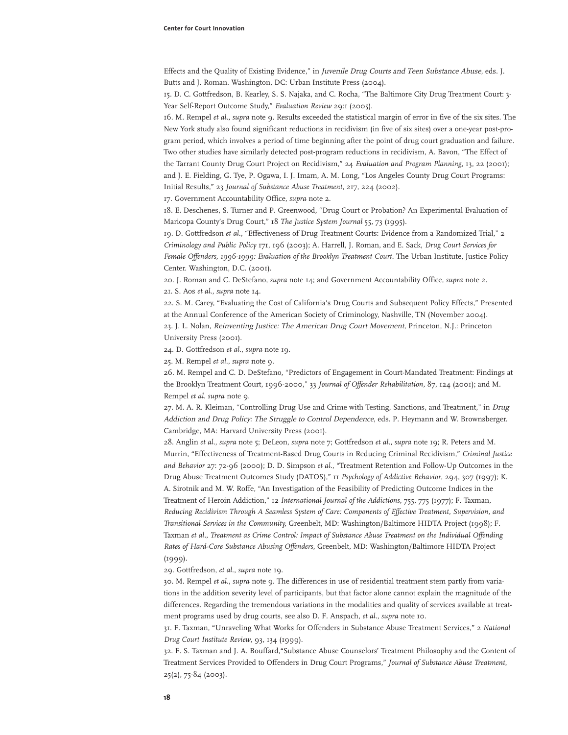Effects and the Quality of Existing Evidence," in *Juvenile Drug Courts and Teen Substance Abuse*, eds. J. Butts and J. Roman. Washington, DC: Urban Institute Press (2004).

15. D. C. Gottfredson, B. Kearley, S. S. Najaka, and C. Rocha, "The Baltimore City Drug Treatment Court: 3-Year Self-Report Outcome Study," *Evaluation Review* 29:1 (2005).

16. M. Rempel *et al.*, *supra* note 9. Results exceeded the statistical margin of error in five of the six sites. The New York study also found significant reductions in recidivism (in five of six sites) over a one-year post-program period, which involves a period of time beginning after the point of drug court graduation and failure. Two other studies have similarly detected post-program reductions in recidivism, A. Bavon, "The Effect of the Tarrant County Drug Court Project on Recidivism," 24 *Evaluation and Program Planning*, 13, 22 (2001); and J. E. Fielding, G. Tye, P. Ogawa, I. J. Imam, A. M. Long, "Los Angeles County Drug Court Programs: Initial Results," 23 *Journal of Substance Abuse Treatment*, 217, 224 (2002).

17. Government Accountability Office, *supra* note 2.

18. E. Deschenes, S. Turner and P. Greenwood, "Drug Court or Probation? An Experimental Evaluation of Maricopa County's Drug Court," 18 *The Justice System Journal* 55, 73 (1995).

19. D. Gottfredson *et al.*, "Effectiveness of Drug Treatment Courts: Evidence from a Randomized Trial," 2 *Criminology and Public Policy* 171, 196 (2003); A. Harrell, J. Roman, and E. Sack, *Drug Court Services for Female Offenders, 1996-1999: Evaluation of the Brooklyn Treatment Court*. The Urban Institute, Justice Policy Center. Washington, D.C. (2001).

20. J. Roman and C. DeStefano, *supra* note 14; and Government Accountability Office, *supra* note 2.

21. S. Aos *et al.*, *supra* note 14.

22. S. M. Carey, "Evaluating the Cost of California's Drug Courts and Subsequent Policy Effects," Presented at the Annual Conference of the American Society of Criminology, Nashville, TN (November 2004).

23. J. L. Nolan, *Reinventing Justice: The American Drug Court Movement*, Princeton, N.J.: Princeton University Press (2001).

24. D. Gottfredson *et al.*, *supra* note 19.

25. M. Rempel *et al.*, *supra* note 9.

26. M. Rempel and C. D. DeStefano, "Predictors of Engagement in Court-Mandated Treatment: Findings at the Brooklyn Treatment Court, 1996-2000," 33 *Journal of Offender Rehabilitation*, 87, 124 (2001); and M. Rempel *et al. supra* note 9.

27. M. A. R. Kleiman, "Controlling Drug Use and Crime with Testing, Sanctions, and Treatment," in *Drug Addiction and Drug Policy: The Struggle to Control Dependence*, eds. P. Heymann and W. Brownsberger. Cambridge, MA: Harvard University Press (2001).

28. Anglin *et al.*, *supra* note 5; DeLeon, *supra* note 7; Gottfredson *et al.*, *supra* note 19; R. Peters and M. Murrin, "Effectiveness of Treatment-Based Drug Courts in Reducing Criminal Recidivism," *Criminal Justice and Behavior* 27: 72-96 (2000); D. D. Simpson *et al.*, "Treatment Retention and Follow-Up Outcomes in the Drug Abuse Treatment Outcomes Study (DATOS)," 11 *Psychology of Addictive Behavior*, 294, 307 (1997); K. A. Sirotnik and M. W. Roffe, "An Investigation of the Feasibility of Predicting Outcome Indices in the Treatment of Heroin Addiction," 12 *International Journal of the Addictions*, 755, 775 (1977); F. Taxman, *Reducing Recidivism Through A Seamless System of Care: Components of Effective Treatment, Supervision, and Transitional Services in the Community*, Greenbelt, MD: Washington/Baltimore HIDTA Project (1998); F. Taxman *et al.*, *Treatment as Crime Control: Impact of Substance Abuse Treatment on the Individual Offending Rates of Hard-Core Substance Abusing Offenders*, Greenbelt, MD: Washington/Baltimore HIDTA Project (1999).

29. Gottfredson, *et al.*, *supra* note 19.

30. M. Rempel *et al.*, *supra* note 9. The differences in use of residential treatment stem partly from variations in the addition severity level of participants, but that factor alone cannot explain the magnitude of the differences. Regarding the tremendous variations in the modalities and quality of services available at treatment programs used by drug courts, see also D. F. Anspach, *et al.*, *supra* note 10.

31. F. Taxman, "Unraveling What Works for Offenders in Substance Abuse Treatment Services," 2 *National Drug Court Institute Review*, 93, 134 (1999).

32. F. S. Taxman and J. A. Bouffard,"Substance Abuse Counselors' Treatment Philosophy and the Content of Treatment Services Provided to Offenders in Drug Court Programs," *Journal of Substance Abuse Treatment*, 25(2), 75-84 (2003).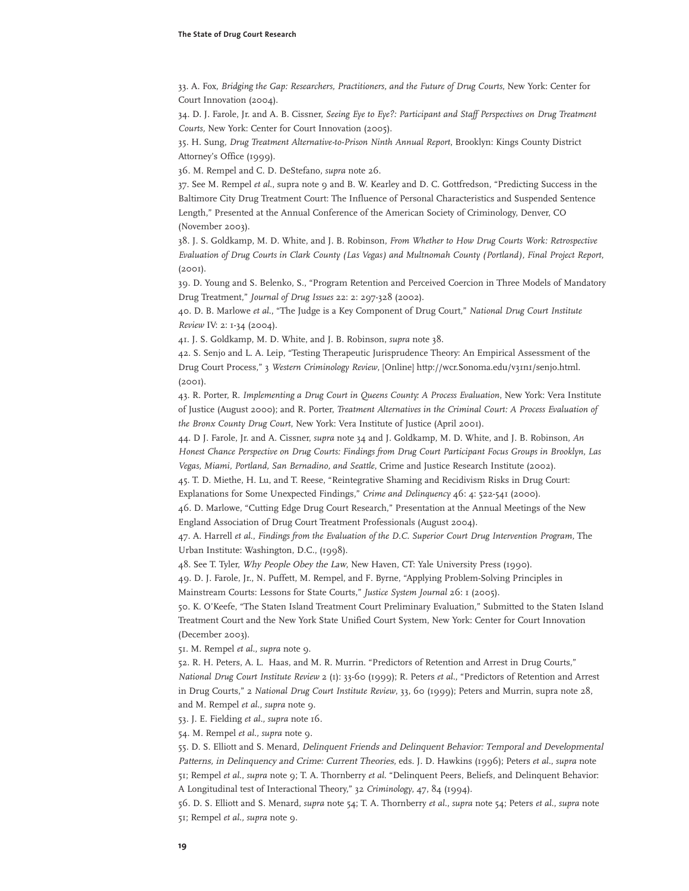33. A. Fox, *Bridging the Gap: Researchers, Practitioners, and the Future of Drug Courts*, New York: Center for Court Innovation (2004).

34. D. J. Farole, Jr. and A. B. Cissner, *Seeing Eye to Eye?: Participant and Staff Perspectives on Drug Treatment Courts*, New York: Center for Court Innovation (2005).

35. H. Sung, *Drug Treatment Alternative-to-Prison Ninth Annual Report*, Brooklyn: Kings County District Attorney's Office (1999).

36. M. Rempel and C. D. DeStefano, *supra* note 26.

37. See M. Rempel *et al.*, supra note 9 and B. W. Kearley and D. C. Gottfredson, "Predicting Success in the Baltimore City Drug Treatment Court: The Influence of Personal Characteristics and Suspended Sentence Length," Presented at the Annual Conference of the American Society of Criminology, Denver, CO (November 2003).

38. J. S. Goldkamp, M. D. White, and J. B. Robinson, *From Whether to How Drug Courts Work: Retrospective Evaluation of Drug Courts in Clark County (Las Vegas) and Multnomah County (Portland), Final Project Report*, (2001).

39. D. Young and S. Belenko, S., "Program Retention and Perceived Coercion in Three Models of Mandatory Drug Treatment," *Journal of Drug Issues* 22: 2: 297-328 (2002).

40. D. B. Marlowe *et al.*, "The Judge is a Key Component of Drug Court," *National Drug Court Institute Review* IV: 2: 1-34 (2004).

41. J. S. Goldkamp, M. D. White, and J. B. Robinson, *supra* note 38.

42. S. Senjo and L. A. Leip, "Testing Therapeutic Jurisprudence Theory: An Empirical Assessment of the Drug Court Process," 3 *Western Criminology Review*, [Online] http://wcr.Sonoma.edu/v3n1/senjo.html. (2001).

43. R. Porter, R. *Implementing a Drug Court in Queens County: A Process Evaluation*, New York: Vera Institute of Justice (August 2000); and R. Porter, *Treatment Alternatives in the Criminal Court: A Process Evaluation of the Bronx County Drug Court*, New York: Vera Institute of Justice (April 2001).

44. D J. Farole, Jr. and A. Cissner, *supra* note 34 and J. Goldkamp, M. D. White, and J. B. Robinson, *An Honest Chance Perspective on Drug Courts: Findings from Drug Court Participant Focus Groups in Brooklyn, Las Vegas, Miami, Portland, San Bernadino, and Seattle*, Crime and Justice Research Institute (2002).

45. T. D. Miethe, H. Lu, and T. Reese, "Reintegrative Shaming and Recidivism Risks in Drug Court: Explanations for Some Unexpected Findings," *Crime and Delinquency* 46: 4: 522-541 (2000).

46. D. Marlowe, "Cutting Edge Drug Court Research," Presentation at the Annual Meetings of the New England Association of Drug Court Treatment Professionals (August 2004).

47. A. Harrell *et al.*, *Findings from the Evaluation of the D.C. Superior Court Drug Intervention Program*, The Urban Institute: Washington, D.C., (1998).

48. See T. Tyler, *Why People Obey the Law*, New Haven, CT: Yale University Press (1990).

49. D. J. Farole, Jr., N. Puffett, M. Rempel, and F. Byrne, "Applying Problem-Solving Principles in Mainstream Courts: Lessons for State Courts," *Justice System Journal* 26: 1 (2005).

50. K. O'Keefe, "The Staten Island Treatment Court Preliminary Evaluation," Submitted to the Staten Island Treatment Court and the New York State Unified Court System, New York: Center for Court Innovation (December 2003).

51. M. Rempel *et al.*, *supra* note 9.

52. R. H. Peters, A. L. Haas, and M. R. Murrin. "Predictors of Retention and Arrest in Drug Courts," *National Drug Court Institute Review* 2 (1): 33-60 (1999); R. Peters *et al.*, "Predictors of Retention and Arrest in Drug Courts," 2 *National Drug Court Institute Review*, 33, 60 (1999); Peters and Murrin, supra note 28, and M. Rempel *et al.*, *supra* note 9.

53. J. E. Fielding *et al.*, *supra* note 16.

54. M. Rempel *et al.*, *supra* note 9.

55. D. S. Elliott and S. Menard, *Delinquent Friends and Delinquent Behavior: Temporal and Developmental Patterns, in Delinquency and Crime: Current Theories*, eds. J. D. Hawkins (1996); Peters *et al.*, *supra* note 51; Rempel *et al.*, *supra* note 9; T. A. Thornberry *et al.* "Delinquent Peers, Beliefs, and Delinquent Behavior: A Longitudinal test of Interactional Theory," 32 *Criminology*, 47, 84 (1994).

56. D. S. Elliott and S. Menard, *supra* note 54; T. A. Thornberry *et al.*, *supra* note 54; Peters *et al.*, *supra* note 51; Rempel *et al.*, *supra* note 9.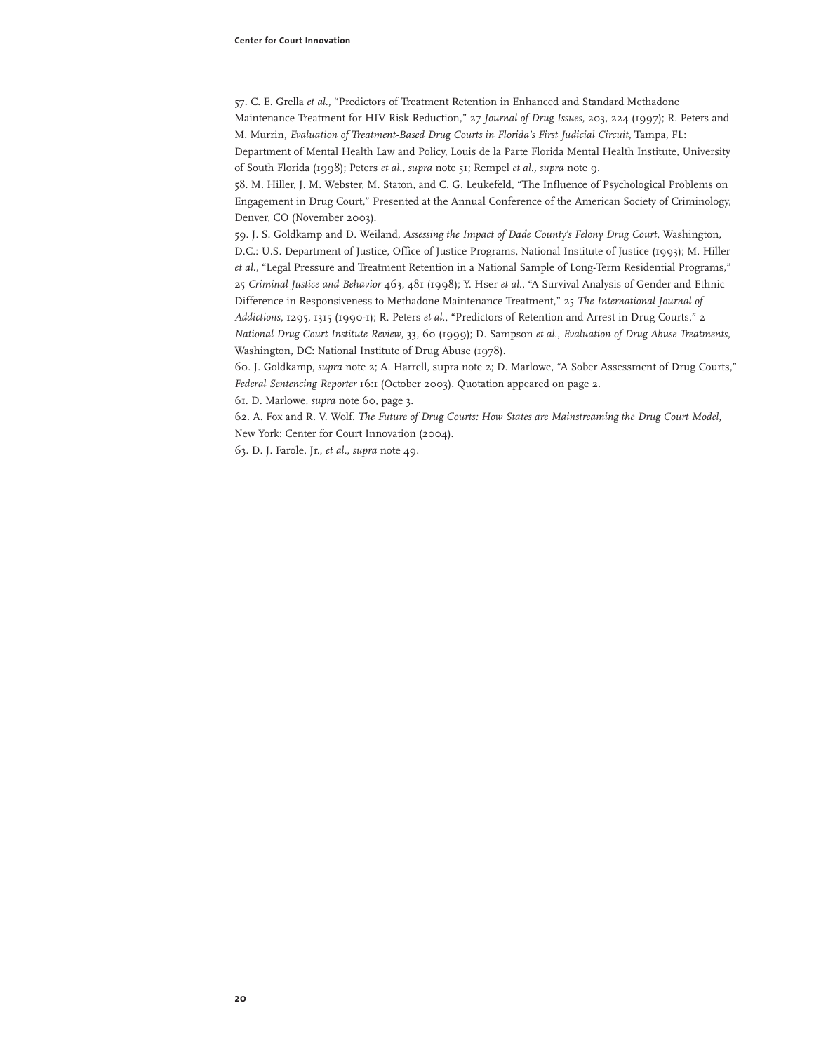57. C. E. Grella *et al.*, "Predictors of Treatment Retention in Enhanced and Standard Methadone Maintenance Treatment for HIV Risk Reduction," 27 *Journal of Drug Issues*, 203, 224 (1997); R. Peters and M. Murrin, *Evaluation of Treatment-Based Drug Courts in Florida's First Judicial Circuit*, Tampa, FL: Department of Mental Health Law and Policy, Louis de la Parte Florida Mental Health Institute, University of South Florida (1998); Peters *et al., supra* note 51; Rempel *et al., supra* note 9.

58. M. Hiller, J. M. Webster, M. Staton, and C. G. Leukefeld, "The Influence of Psychological Problems on Engagement in Drug Court," Presented at the Annual Conference of the American Society of Criminology, Denver, CO (November 2003).

59. J. S. Goldkamp and D. Weiland, *Assessing the Impact of Dade County's Felony Drug Court*, Washington, D.C.: U.S. Department of Justice, Office of Justice Programs, National Institute of Justice (1993); M. Hiller *et al.*, "Legal Pressure and Treatment Retention in a National Sample of Long-Term Residential Programs," 25 *Criminal Justice and Behavior* 463, 481 (1998); Y. Hser *et al.*, "A Survival Analysis of Gender and Ethnic Difference in Responsiveness to Methadone Maintenance Treatment," 25 *The International Journal of Addictions*, 1295, 1315 (1990-1); R. Peters *et al.*, "Predictors of Retention and Arrest in Drug Courts," 2 *National Drug Court Institute Review*, 33, 60 (1999); D. Sampson *et al.*, *Evaluation of Drug Abuse Treatments*, Washington, DC: National Institute of Drug Abuse (1978).

60. J. Goldkamp, *supra* note 2; A. Harrell, supra note 2; D. Marlowe, "A Sober Assessment of Drug Courts," *Federal Sentencing Reporter* 16:1 (October 2003). Quotation appeared on page 2.

61. D. Marlowe, *supra* note 60, page 3.

62. A. Fox and R. V. Wolf. *The Future of Drug Courts: How States are Mainstreaming the Drug Court Model*, New York: Center for Court Innovation (2004).

63. D. J. Farole, Jr., *et al.*, *supra* note 49.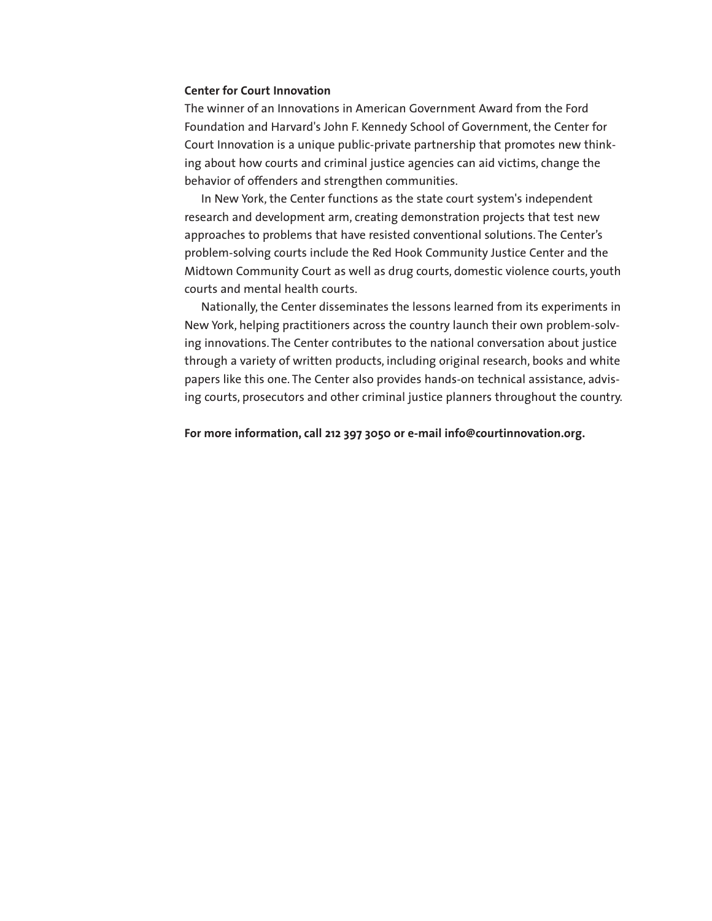**Center for Court Innovation**

The winner of an Innovations in American Government Award from the Ford Foundation and Harvard's John F. Kennedy School of Government, the Center for Court Innovation is a unique public-private partnership that promotes new thinking about how courts and criminal justice agencies can aid victims, change the behavior of offenders and strengthen communities.

In New York, the Center functions as the state court system's independent research and development arm, creating demonstration projects that test new approaches to problems that have resisted conventional solutions. The Center's problem-solving courts include the Red Hook Community Justice Center and the Midtown Community Court as well as drug courts, domestic violence courts, youth courts and mental health courts.

Nationally, the Center disseminates the lessons learned from its experiments in New York, helping practitioners across the country launch their own problem-solving innovations. The Center contributes to the national conversation about justice through a variety of written products, including original research, books and white papers like this one. The Center also provides hands-on technical assistance, advising courts, prosecutors and other criminal justice planners throughout the country.

**For more information, call 212 397 3050 or e-mail info@courtinnovation.org.**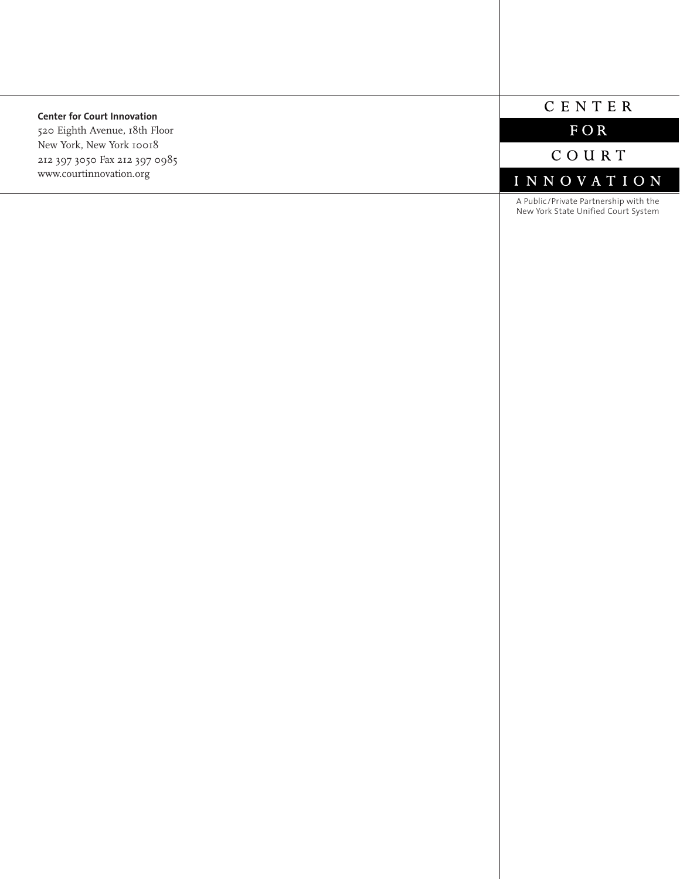**Center for Court Innovation**
520 Eighth Avenue, 18th Floor
New York, New York 10018
212 397 3050 Fax 212 397 0985
www.courtinnovation.org

CENTER
FOR
COURT
INNOVATION

A Public/Private Partnership with the
New York State Unified Court System